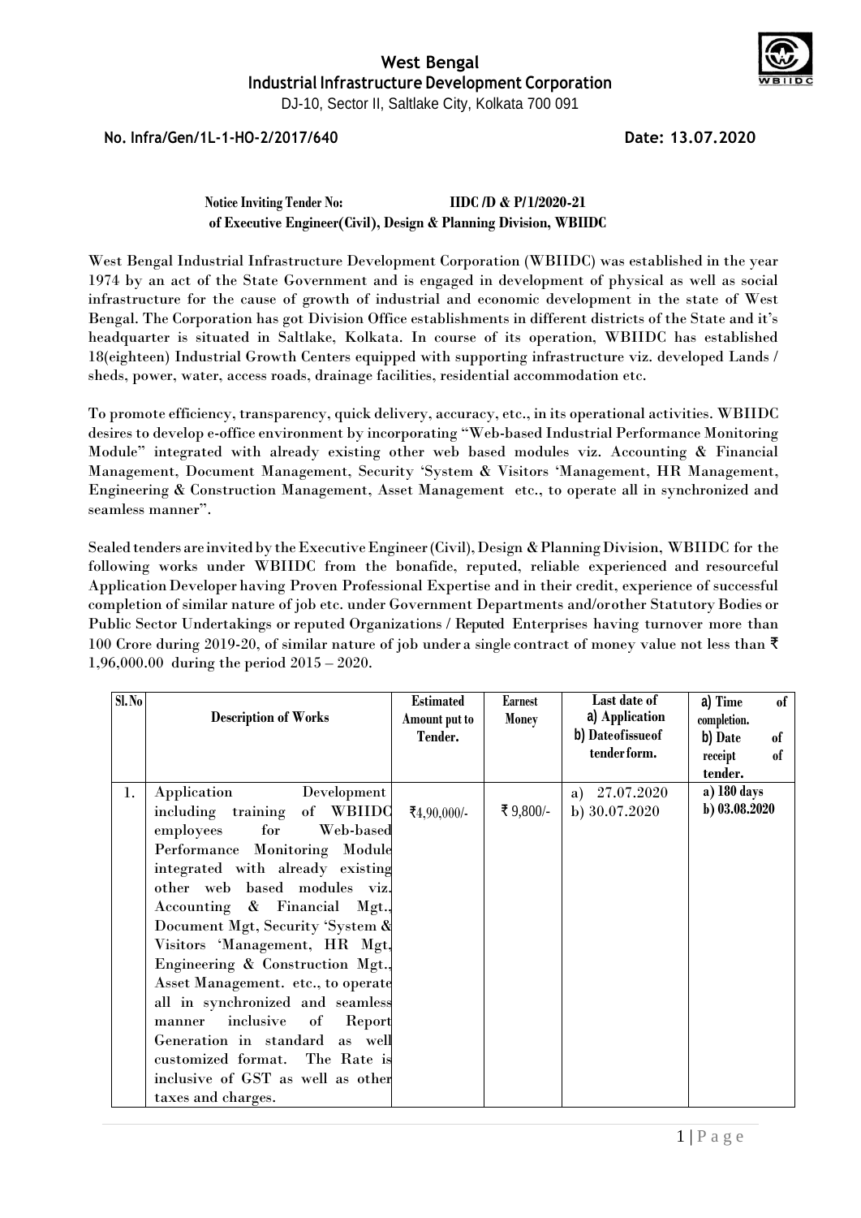# West Bengal
## Industrial Infrastructure Development Corporation

DJ-10, Sector II, Saltlake City, Kolkata 700 091

**No. Infra/Gen/1L-1-HO-2/2017/640** **Date: 13.07.2020**

**Notice Inviting Tender No: IIDC /D & P/1/2020-21**
**of Executive Engineer(Civil), Design & Planning Division, WBIIDC**

West Bengal Industrial Infrastructure Development Corporation (WBIIDC) was established in the year 1974 by an act of the State Government and is engaged in development of physical as well as social infrastructure for the cause of growth of industrial and economic development in the state of West Bengal. The Corporation has got Division Office establishments in different districts of the State and it's headquarter is situated in Saltlake, Kolkata. In course of its operation, WBIIDC has established 18(eighteen) Industrial Growth Centers equipped with supporting infrastructure viz. developed Lands / sheds, power, water, access roads, drainage facilities, residential accommodation etc.

To promote efficiency, transparency, quick delivery, accuracy, etc., in its operational activities. WBIIDC desires to develop e-office environment by incorporating "Web-based Industrial Performance Monitoring Module" integrated with already existing other web based modules viz. Accounting & Financial Management, Document Management, Security 'System & Visitors 'Management, HR Management, Engineering & Construction Management, Asset Management etc., to operate all in synchronized and seamless manner".

Sealed tenders are invited by the Executive Engineer (Civil), Design & Planning Division, WBIIDC for the following works under WBIIDC from the bonafide, reputed, reliable experienced and resourceful Application Developer having Proven Professional Expertise and in their credit, experience of successful completion of similar nature of job etc. under Government Departments and/or other Statutory Bodies or Public Sector Undertakings or reputed Organizations / Reputed Enterprises having turnover more than 100 Crore during 2019-20, of similar nature of job under a single contract of money value not less than ₹ 1,96,000.00 during the period 2015 – 2020.

| Sl. No | Description of Works | Estimated Amount put to Tender. | Earnest Money | Last date of a) Application b) Date of issue of tender form. | a) Time of completion. b) Date of receipt of tender. |
|---|---|---|---|---|---|
| 1. | Application Development including training of WBIIDC employees for Web-based Performance Monitoring Module integrated with already existing other web based modules viz. Accounting & Financial Mgt., Document Mgt, Security 'System & Visitors 'Management, HR Mgt, Engineering & Construction Mgt., Asset Management. etc., to operate all in synchronized and seamless manner inclusive of Report Generation in standard as well customized format. The Rate is inclusive of GST as well as other taxes and charges. | ₹4,90,000/- | ₹ 9,800/- | a) 27.07.2020 b) 30.07.2020 | a) 180 days b) 03.08.2020 |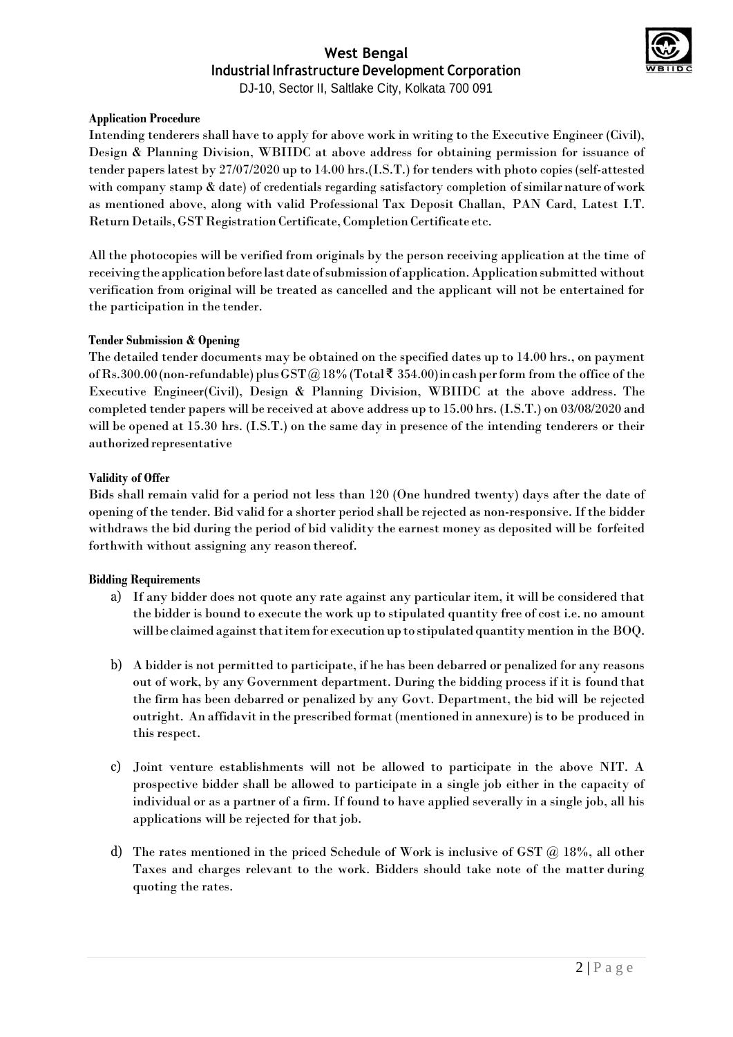**Application Procedure**

Intending tenderers shall have to apply for above work in writing to the Executive Engineer (Civil), Design & Planning Division, WBIIDC at above address for obtaining permission for issuance of tender papers latest by 27/07/2020 up to 14.00 hrs.(I.S.T.) for tenders with photo copies (self-attested with company stamp & date) of credentials regarding satisfactory completion of similar nature of work as mentioned above, along with valid Professional Tax Deposit Challan, PAN Card, Latest I.T. Return Details, GST Registration Certificate, Completion Certificate etc.

All the photocopies will be verified from originals by the person receiving application at the time of receiving the application before last date of submission of application. Application submitted without verification from original will be treated as cancelled and the applicant will not be entertained for the participation in the tender.

**Tender Submission & Opening**

The detailed tender documents may be obtained on the specified dates up to 14.00 hrs., on payment of Rs.300.00 (non-refundable) plus GST @ 18% (Total ₹ 354.00) in cash per form from the office of the Executive Engineer(Civil), Design & Planning Division, WBIIDC at the above address. The completed tender papers will be received at above address up to 15.00 hrs. (I.S.T.) on 03/08/2020 and will be opened at 15.30 hrs. (I.S.T.) on the same day in presence of the intending tenderers or their authorized representative

**Validity of Offer**

Bids shall remain valid for a period not less than 120 (One hundred twenty) days after the date of opening of the tender. Bid valid for a shorter period shall be rejected as non-responsive. If the bidder withdraws the bid during the period of bid validity the earnest money as deposited will be forfeited forthwith without assigning any reason thereof.

**Bidding Requirements**

a) If any bidder does not quote any rate against any particular item, it will be considered that the bidder is bound to execute the work up to stipulated quantity free of cost i.e. no amount will be claimed against that item for execution up to stipulated quantity mention in the BOQ.

b) A bidder is not permitted to participate, if he has been debarred or penalized for any reasons out of work, by any Government department. During the bidding process if it is found that the firm has been debarred or penalized by any Govt. Department, the bid will be rejected outright. An affidavit in the prescribed format (mentioned in annexure) is to be produced in this respect.

c) Joint venture establishments will not be allowed to participate in the above NIT. A prospective bidder shall be allowed to participate in a single job either in the capacity of individual or as a partner of a firm. If found to have applied severally in a single job, all his applications will be rejected for that job.

d) The rates mentioned in the priced Schedule of Work is inclusive of GST @ 18%, all other Taxes and charges relevant to the work. Bidders should take note of the matter during quoting the rates.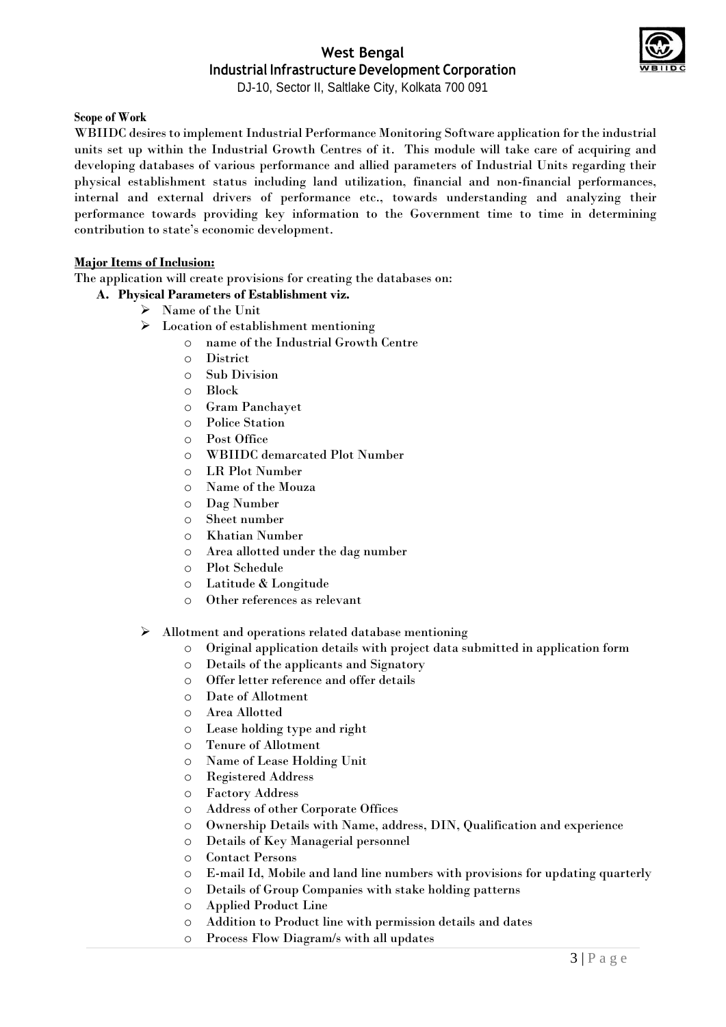**Scope of Work**

WBIIDC desires to implement Industrial Performance Monitoring Software application for the industrial units set up within the Industrial Growth Centres of it. This module will take care of acquiring and developing databases of various performance and allied parameters of Industrial Units regarding their physical establishment status including land utilization, financial and non-financial performances, internal and external drivers of performance etc., towards understanding and analyzing their performance towards providing key information to the Government time to time in determining contribution to state's economic development.

**Major Items of Inclusion:**

The application will create provisions for creating the databases on:

**A. Physical Parameters of Establishment viz.**

- Name of the Unit
- Location of establishment mentioning
  - name of the Industrial Growth Centre
  - District
  - Sub Division
  - Block
  - Gram Panchayet
  - Police Station
  - Post Office
  - WBIIDC demarcated Plot Number
  - LR Plot Number
  - Name of the Mouza
  - Dag Number
  - Sheet number
  - Khatian Number
  - Area allotted under the dag number
  - Plot Schedule
  - Latitude & Longitude
  - Other references as relevant
- Allotment and operations related database mentioning
  - Original application details with project data submitted in application form
  - Details of the applicants and Signatory
  - Offer letter reference and offer details
  - Date of Allotment
  - Area Allotted
  - Lease holding type and right
  - Tenure of Allotment
  - Name of Lease Holding Unit
  - Registered Address
  - Factory Address
  - Address of other Corporate Offices
  - Ownership Details with Name, address, DIN, Qualification and experience
  - Details of Key Managerial personnel
  - Contact Persons
  - E-mail Id, Mobile and land line numbers with provisions for updating quarterly
  - Details of Group Companies with stake holding patterns
  - Applied Product Line
  - Addition to Product line with permission details and dates
  - Process Flow Diagram/s with all updates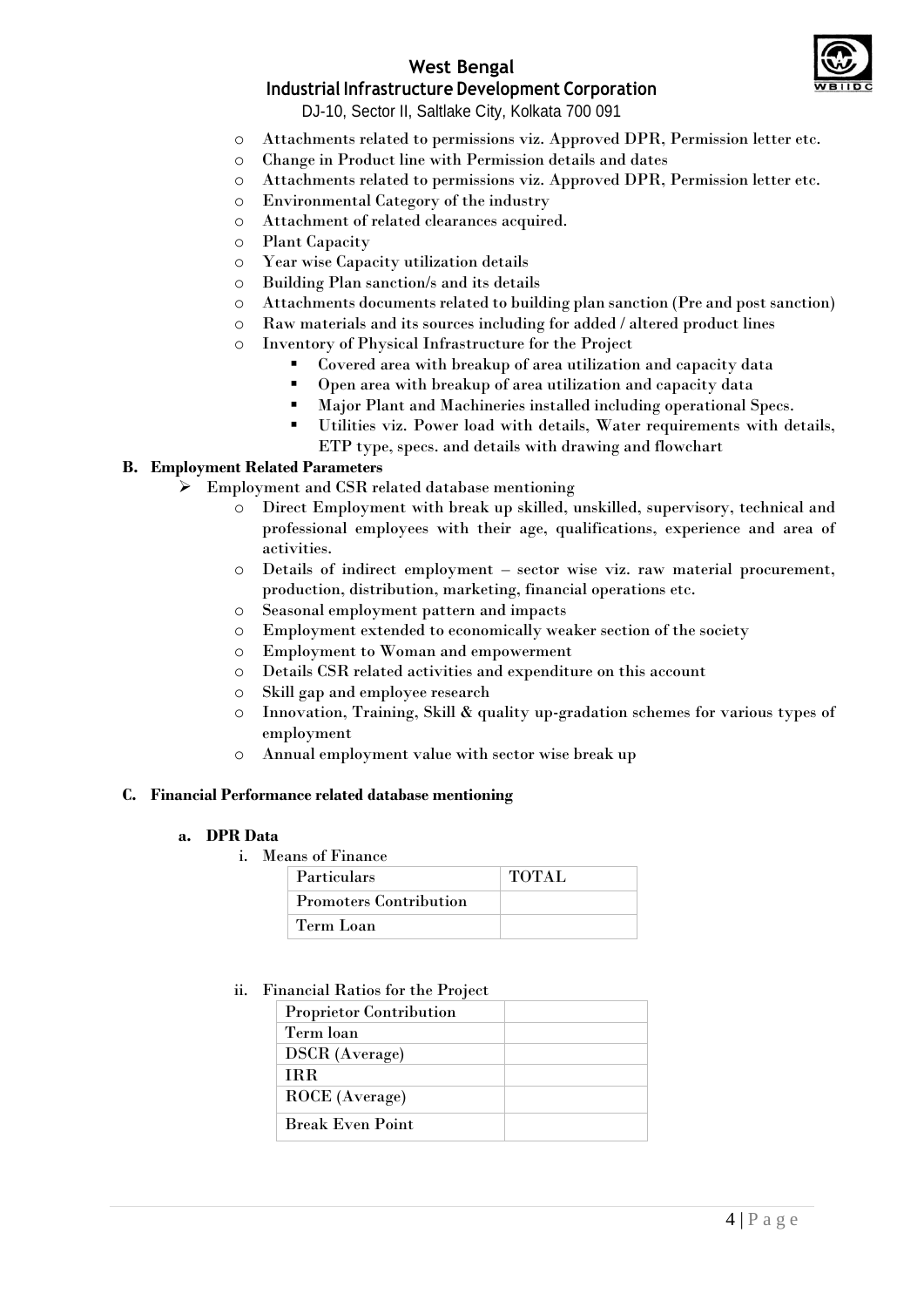- Attachments related to permissions viz. Approved DPR, Permission letter etc.
- Change in Product line with Permission details and dates
- Attachments related to permissions viz. Approved DPR, Permission letter etc.
- Environmental Category of the industry
- Attachment of related clearances acquired.
- Plant Capacity
- Year wise Capacity utilization details
- Building Plan sanction/s and its details
- Attachments documents related to building plan sanction (Pre and post sanction)
- Raw materials and its sources including for added / altered product lines
- Inventory of Physical Infrastructure for the Project
    - Covered area with breakup of area utilization and capacity data
    - Open area with breakup of area utilization and capacity data
    - Major Plant and Machineries installed including operational Specs.
    - Utilities viz. Power load with details, Water requirements with details, ETP type, specs. and details with drawing and flowchart

**B. Employment Related Parameters**

- Employment and CSR related database mentioning
    - Direct Employment with break up skilled, unskilled, supervisory, technical and professional employees with their age, qualifications, experience and area of activities.
    - Details of indirect employment – sector wise viz. raw material procurement, production, distribution, marketing, financial operations etc.
    - Seasonal employment pattern and impacts
    - Employment extended to economically weaker section of the society
    - Employment to Woman and empowerment
    - Details CSR related activities and expenditure on this account
    - Skill gap and employee research
    - Innovation, Training, Skill & quality up-gradation schemes for various types of employment
    - Annual employment value with sector wise break up

**C. Financial Performance related database mentioning**

**a. DPR Data**

i. Means of Finance

| Particulars | TOTAL |
|---|---|
| Promoters Contribution | |
| Term Loan | |

ii. Financial Ratios for the Project

| | |
|---|---|
| Proprietor Contribution | |
| Term loan | |
| DSCR (Average) | |
| IRR | |
| ROCE (Average) | |
| Break Even Point | |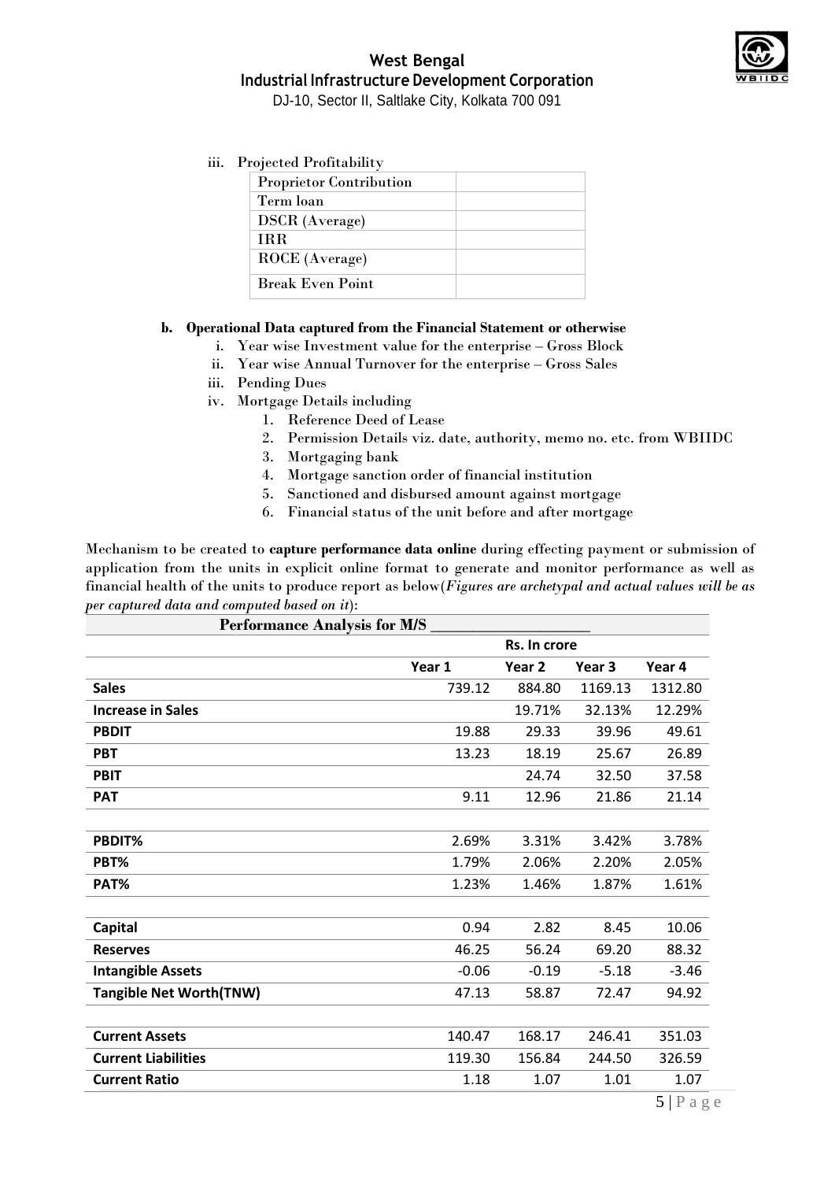iii. Projected Profitability

| Proprietor Contribution | |
|---|---|
| Term loan | |
| DSCR (Average) | |
| IRR | |
| ROCE (Average) | |
| Break Even Point | |

**b. Operational Data captured from the Financial Statement or otherwise**

i. Year wise Investment value for the enterprise – Gross Block
ii. Year wise Annual Turnover for the enterprise – Gross Sales
iii. Pending Dues
iv. Mortgage Details including
   1. Reference Deed of Lease
   2. Permission Details viz. date, authority, memo no. etc. from WBIIDC
   3. Mortgaging bank
   4. Mortgage sanction order of financial institution
   5. Sanctioned and disbursed amount against mortgage
   6. Financial status of the unit before and after mortgage

Mechanism to be created to **capture performance data online** during effecting payment or submission of application from the units in explicit online format to generate and monitor performance as well as financial health of the units to produce report as below(*Figures are archetypal and actual values will be as per captured data and computed based on it*):

**Performance Analysis for M/S ____________________**

| | Rs. In crore | | | |
|---|---|---|---|---|
| | **Year 1** | **Year 2** | **Year 3** | **Year 4** |
| **Sales** | 739.12 | 884.80 | 1169.13 | 1312.80 |
| **Increase in Sales** | | 19.71% | 32.13% | 12.29% |
| **PBDIT** | 19.88 | 29.33 | 39.96 | 49.61 |
| **PBT** | 13.23 | 18.19 | 25.67 | 26.89 |
| **PBIT** | | 24.74 | 32.50 | 37.58 |
| **PAT** | 9.11 | 12.96 | 21.86 | 21.14 |
| | | | | |
| **PBDIT%** | 2.69% | 3.31% | 3.42% | 3.78% |
| **PBT%** | 1.79% | 2.06% | 2.20% | 2.05% |
| **PAT%** | 1.23% | 1.46% | 1.87% | 1.61% |
| | | | | |
| **Capital** | 0.94 | 2.82 | 8.45 | 10.06 |
| **Reserves** | 46.25 | 56.24 | 69.20 | 88.32 |
| **Intangible Assets** | -0.06 | -0.19 | -5.18 | -3.46 |
| **Tangible Net Worth(TNW)** | 47.13 | 58.87 | 72.47 | 94.92 |
| | | | | |
| **Current Assets** | 140.47 | 168.17 | 246.41 | 351.03 |
| **Current Liabilities** | 119.30 | 156.84 | 244.50 | 326.59 |
| **Current Ratio** | 1.18 | 1.07 | 1.01 | 1.07 |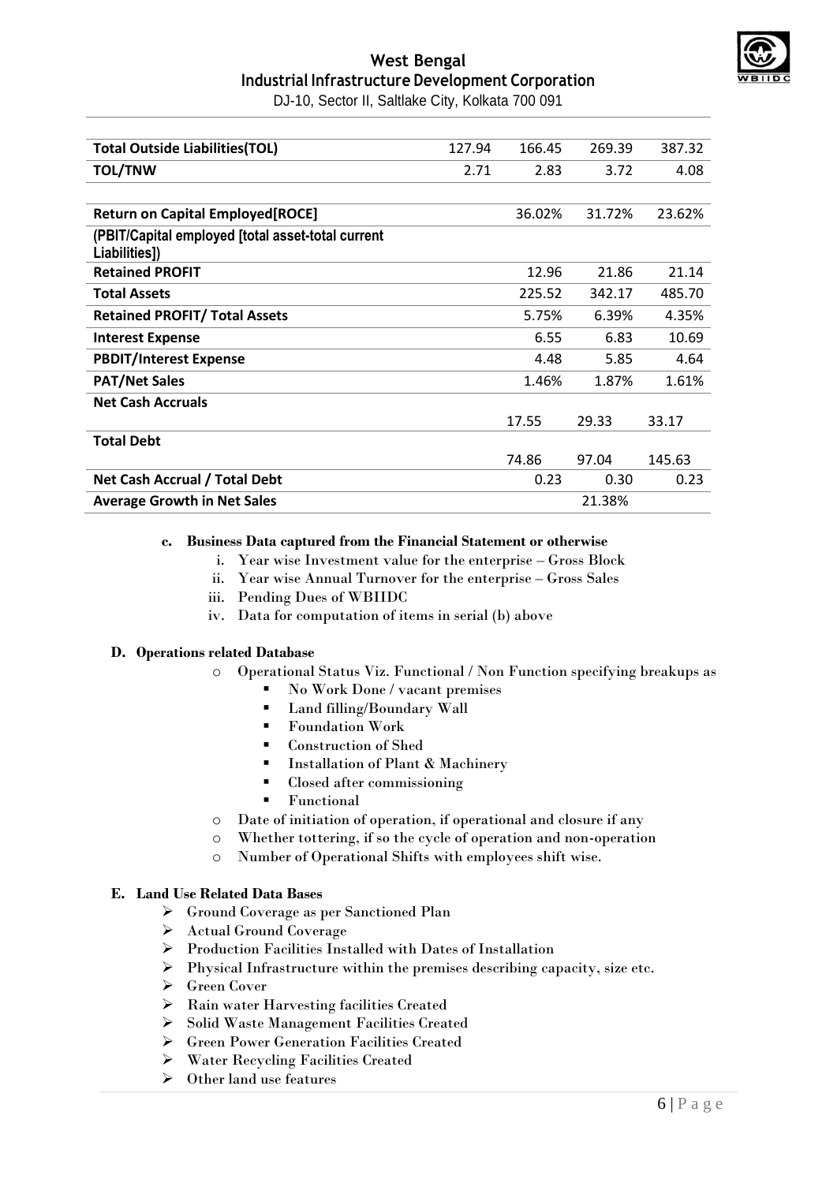| | | | | |
|---|---|---|---|---|
| **Total Outside Liabilities(TOL)** | 127.94 | 166.45 | 269.39 | 387.32 |
| **TOL/TNW** | 2.71 | 2.83 | 3.72 | 4.08 |
| | | | | |
| **Return on Capital Employed[ROCE]** | | 36.02% | 31.72% | 23.62% |
| **(PBIT/Capital employed [total asset-total current Liabilities])** | | | | |
| **Retained PROFIT** | | 12.96 | 21.86 | 21.14 |
| **Total Assets** | | 225.52 | 342.17 | 485.70 |
| **Retained PROFIT/ Total Assets** | | 5.75% | 6.39% | 4.35% |
| **Interest Expense** | | 6.55 | 6.83 | 10.69 |
| **PBDIT/Interest Expense** | | 4.48 | 5.85 | 4.64 |
| **PAT/Net Sales** | | 1.46% | 1.87% | 1.61% |
| **Net Cash Accruals** | | 17.55 | 29.33 | 33.17 |
| **Total Debt** | | 74.86 | 97.04 | 145.63 |
| **Net Cash Accrual / Total Debt** | | 0.23 | 0.30 | 0.23 |
| **Average Growth in Net Sales** | | | 21.38% | |

**c. Business Data captured from the Financial Statement or otherwise**

i. Year wise Investment value for the enterprise – Gross Block
ii. Year wise Annual Turnover for the enterprise – Gross Sales
iii. Pending Dues of WBIIDC
iv. Data for computation of items in serial (b) above

**D. Operations related Database**

- Operational Status Viz. Functional / Non Function specifying breakups as
  - No Work Done / vacant premises
  - Land filling/Boundary Wall
  - Foundation Work
  - Construction of Shed
  - Installation of Plant & Machinery
  - Closed after commissioning
  - Functional
- Date of initiation of operation, if operational and closure if any
- Whether tottering, if so the cycle of operation and non-operation
- Number of Operational Shifts with employees shift wise.

**E. Land Use Related Data Bases**

- Ground Coverage as per Sanctioned Plan
- Actual Ground Coverage
- Production Facilities Installed with Dates of Installation
- Physical Infrastructure within the premises describing capacity, size etc.
- Green Cover
- Rain water Harvesting facilities Created
- Solid Waste Management Facilities Created
- Green Power Generation Facilities Created
- Water Recycling Facilities Created
- Other land use features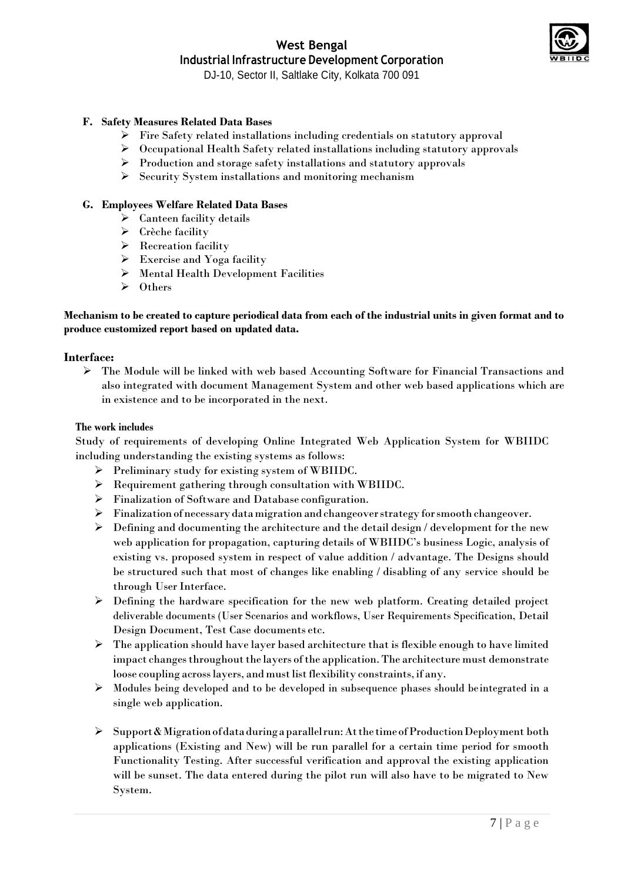**F. Safety Measures Related Data Bases**

- Fire Safety related installations including credentials on statutory approval
- Occupational Health Safety related installations including statutory approvals
- Production and storage safety installations and statutory approvals
- Security System installations and monitoring mechanism

**G. Employees Welfare Related Data Bases**

- Canteen facility details
- Crèche facility
- Recreation facility
- Exercise and Yoga facility
- Mental Health Development Facilities
- Others

**Mechanism to be created to capture periodical data from each of the industrial units in given format and to produce customized report based on updated data.**

**Interface:**

- The Module will be linked with web based Accounting Software for Financial Transactions and also integrated with document Management System and other web based applications which are in existence and to be incorporated in the next.

**The work includes**

Study of requirements of developing Online Integrated Web Application System for WBIIDC including understanding the existing systems as follows:

- Preliminary study for existing system of WBIIDC.
- Requirement gathering through consultation with WBIIDC.
- Finalization of Software and Database configuration.
- Finalization of necessary data migration and changeover strategy for smooth changeover.
- Defining and documenting the architecture and the detail design / development for the new web application for propagation, capturing details of WBIIDC's business Logic, analysis of existing vs. proposed system in respect of value addition / advantage. The Designs should be structured such that most of changes like enabling / disabling of any service should be through User Interface.
- Defining the hardware specification for the new web platform. Creating detailed project deliverable documents (User Scenarios and workflows, User Requirements Specification, Detail Design Document, Test Case documents etc.
- The application should have layer based architecture that is flexible enough to have limited impact changes throughout the layers of the application. The architecture must demonstrate loose coupling across layers, and must list flexibility constraints, if any.
- Modules being developed and to be developed in subsequence phases should be integrated in a single web application.
- Support & Migration of data during a parallel run: At the time of Production Deployment both applications (Existing and New) will be run parallel for a certain time period for smooth Functionality Testing. After successful verification and approval the existing application will be sunset. The data entered during the pilot run will also have to be migrated to New System.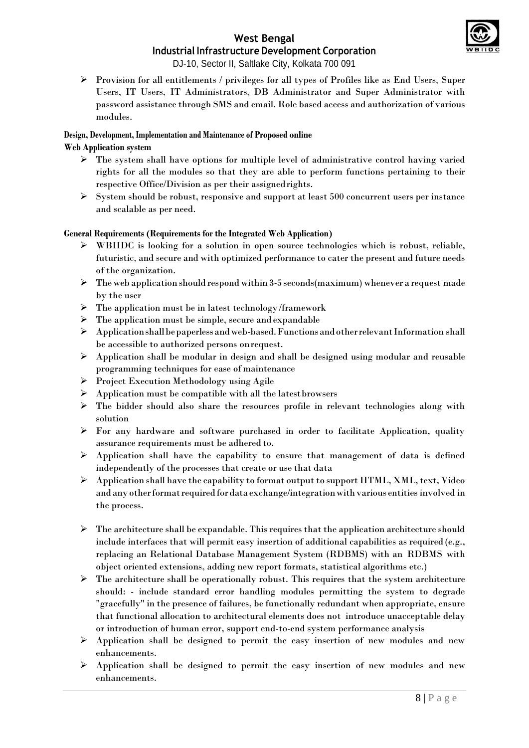- Provision for all entitlements / privileges for all types of Profiles like as End Users, Super Users, IT Users, IT Administrators, DB Administrator and Super Administrator with password assistance through SMS and email. Role based access and authorization of various modules.

**Design, Development, Implementation and Maintenance of Proposed online Web Application system**

- The system shall have options for multiple level of administrative control having varied rights for all the modules so that they are able to perform functions pertaining to their respective Office/Division as per their assigned rights.
- System should be robust, responsive and support at least 500 concurrent users per instance and scalable as per need.

**General Requirements (Requirements for the Integrated Web Application)**

- WBIIDC is looking for a solution in open source technologies which is robust, reliable, futuristic, and secure and with optimized performance to cater the present and future needs of the organization.
- The web application should respond within 3-5 seconds(maximum) whenever a request made by the user
- The application must be in latest technology/framework
- The application must be simple, secure and expandable
- Application shall be paperless and web-based. Functions and other relevant Information shall be accessible to authorized persons on request.
- Application shall be modular in design and shall be designed using modular and reusable programming techniques for ease of maintenance
- Project Execution Methodology using Agile
- Application must be compatible with all the latest browsers
- The bidder should also share the resources profile in relevant technologies along with solution
- For any hardware and software purchased in order to facilitate Application, quality assurance requirements must be adhered to.
- Application shall have the capability to ensure that management of data is defined independently of the processes that create or use that data
- Application shall have the capability to format output to support HTML, XML, text, Video and any other format required for data exchange/integration with various entities involved in the process.
- The architecture shall be expandable. This requires that the application architecture should include interfaces that will permit easy insertion of additional capabilities as required (e.g., replacing an Relational Database Management System (RDBMS) with an RDBMS with object oriented extensions, adding new report formats, statistical algorithms etc.)
- The architecture shall be operationally robust. This requires that the system architecture should: - include standard error handling modules permitting the system to degrade "gracefully" in the presence of failures, be functionally redundant when appropriate, ensure that functional allocation to architectural elements does not introduce unacceptable delay or introduction of human error, support end-to-end system performance analysis
- Application shall be designed to permit the easy insertion of new modules and new enhancements.
- Application shall be designed to permit the easy insertion of new modules and new enhancements.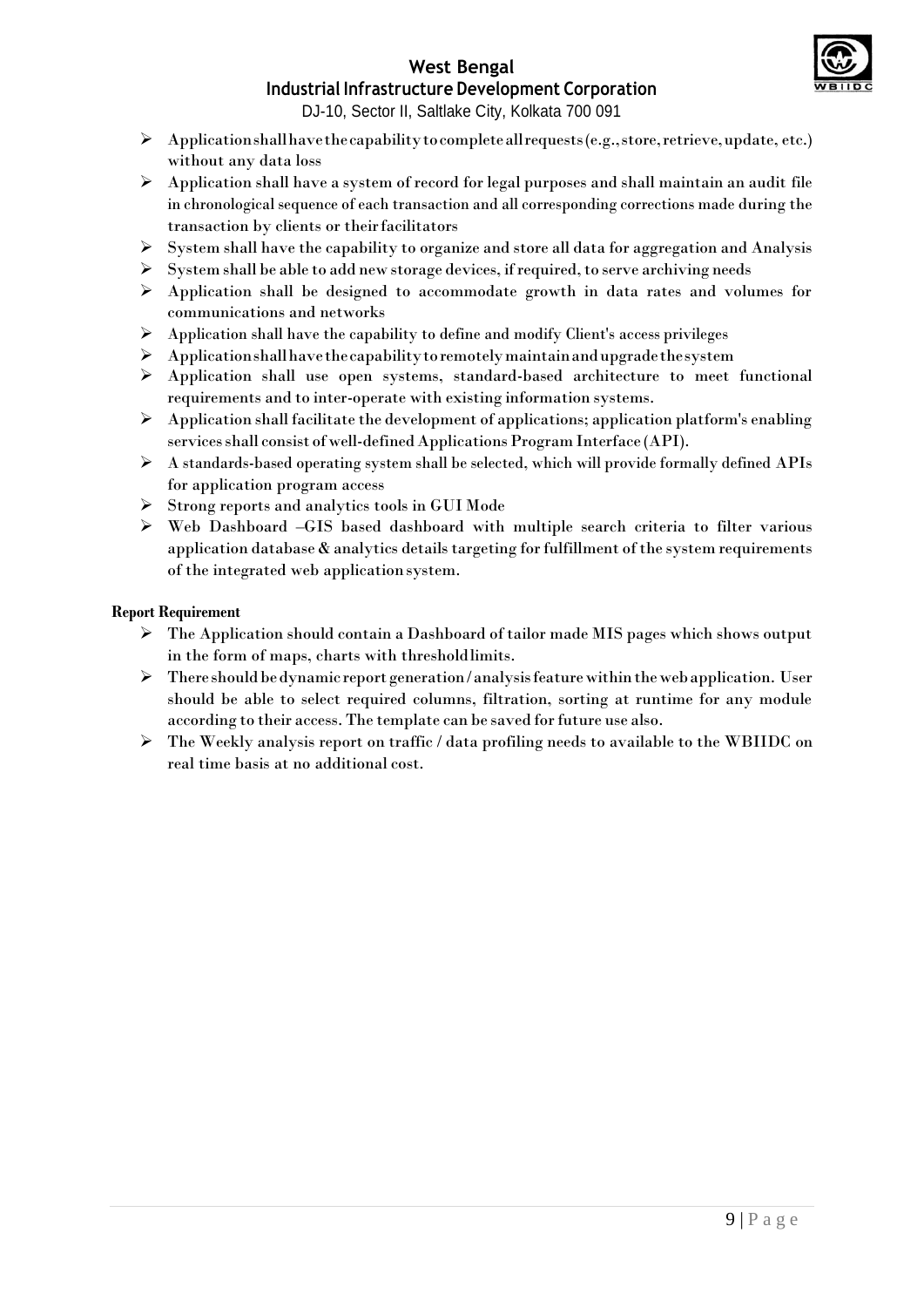- Application shall have the capability to complete all requests (e.g., store, retrieve, update, etc.) without any data loss
- Application shall have a system of record for legal purposes and shall maintain an audit file in chronological sequence of each transaction and all corresponding corrections made during the transaction by clients or their facilitators
- System shall have the capability to organize and store all data for aggregation and Analysis
- System shall be able to add new storage devices, if required, to serve archiving needs
- Application shall be designed to accommodate growth in data rates and volumes for communications and networks
- Application shall have the capability to define and modify Client's access privileges
- Application shall have the capability to remotely maintain and upgrade the system
- Application shall use open systems, standard-based architecture to meet functional requirements and to inter-operate with existing information systems.
- Application shall facilitate the development of applications; application platform's enabling services shall consist of well-defined Applications Program Interface (API).
- A standards-based operating system shall be selected, which will provide formally defined APIs for application program access
- Strong reports and analytics tools in GUI Mode
- Web Dashboard –GIS based dashboard with multiple search criteria to filter various application database & analytics details targeting for fulfillment of the system requirements of the integrated web application system.

**Report Requirement**

- The Application should contain a Dashboard of tailor made MIS pages which shows output in the form of maps, charts with threshold limits.
- There should be dynamic report generation / analysis feature within the web application. User should be able to select required columns, filtration, sorting at runtime for any module according to their access. The template can be saved for future use also.
- The Weekly analysis report on traffic / data profiling needs to available to the WBIIDC on real time basis at no additional cost.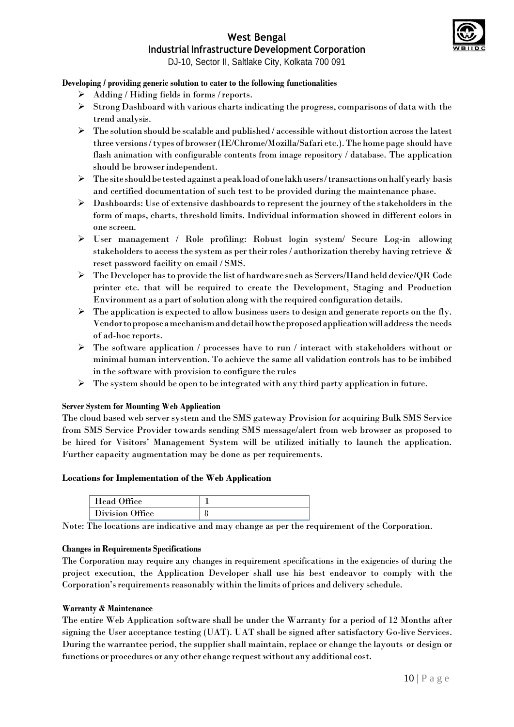**Developing / providing generic solution to cater to the following functionalities**

- Adding / Hiding fields in forms / reports.
- Strong Dashboard with various charts indicating the progress, comparisons of data with the trend analysis.
- The solution should be scalable and published / accessible without distortion across the latest three versions / types of browser (IE/Chrome/Mozilla/Safari etc.). The home page should have flash animation with configurable contents from image repository / database. The application should be browser independent.
- The site should be tested against a peak load of one lakh users / transactions on half yearly basis and certified documentation of such test to be provided during the maintenance phase.
- Dashboards: Use of extensive dashboards to represent the journey of the stakeholders in the form of maps, charts, threshold limits. Individual information showed in different colors in one screen.
- User management / Role profiling: Robust login system/ Secure Log-in allowing stakeholders to access the system as per their roles / authorization thereby having retrieve & reset password facility on email / SMS.
- The Developer has to provide the list of hardware such as Servers/Hand held device/QR Code printer etc. that will be required to create the Development, Staging and Production Environment as a part of solution along with the required configuration details.
- The application is expected to allow business users to design and generate reports on the fly. Vendor to propose a mechanism and detail how the proposed application will address the needs of ad-hoc reports.
- The software application / processes have to run / interact with stakeholders without or minimal human intervention. To achieve the same all validation controls has to be imbibed in the software with provision to configure the rules
- The system should be open to be integrated with any third party application in future.

**Server System for Mounting Web Application**

The cloud based web server system and the SMS gateway Provision for acquiring Bulk SMS Service from SMS Service Provider towards sending SMS message/alert from web browser as proposed to be hired for Visitors' Management System will be utilized initially to launch the application. Further capacity augmentation may be done as per requirements.

**Locations for Implementation of the Web Application**

| Head Office | 1 |
|---|---|
| Division Office | 8 |

Note: The locations are indicative and may change as per the requirement of the Corporation.

**Changes in Requirements Specifications**

The Corporation may require any changes in requirement specifications in the exigencies of during the project execution, the Application Developer shall use his best endeavor to comply with the Corporation's requirements reasonably within the limits of prices and delivery schedule.

**Warranty & Maintenance**

The entire Web Application software shall be under the Warranty for a period of 12 Months after signing the User acceptance testing (UAT). UAT shall be signed after satisfactory Go-live Services. During the warrantee period, the supplier shall maintain, replace or change the layouts or design or functions or procedures or any other change request without any additional cost.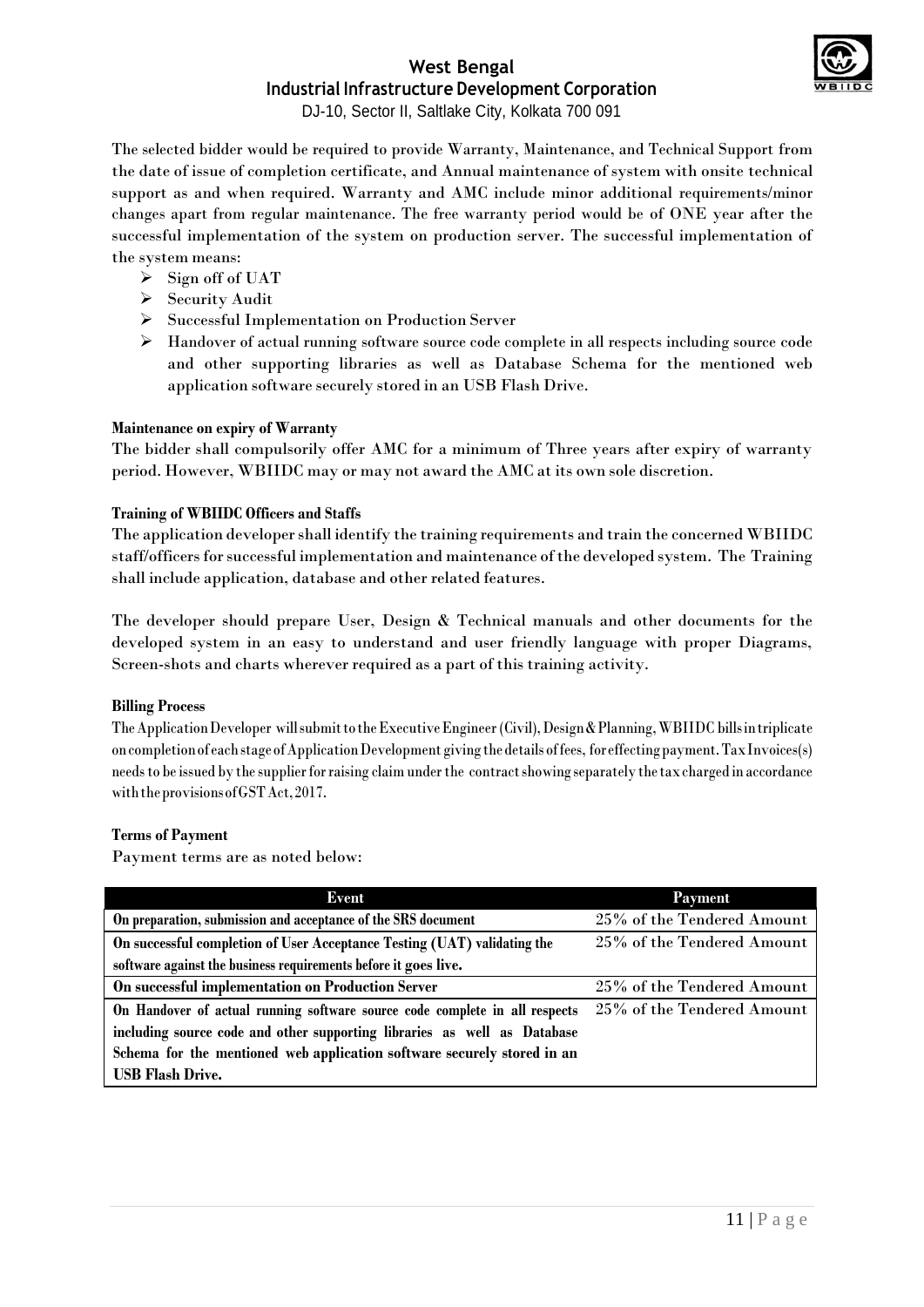The selected bidder would be required to provide Warranty, Maintenance, and Technical Support from the date of issue of completion certificate, and Annual maintenance of system with onsite technical support as and when required. Warranty and AMC include minor additional requirements/minor changes apart from regular maintenance. The free warranty period would be of ONE year after the successful implementation of the system on production server. The successful implementation of the system means:

- Sign off of UAT
- Security Audit
- Successful Implementation on Production Server
- Handover of actual running software source code complete in all respects including source code and other supporting libraries as well as Database Schema for the mentioned web application software securely stored in an USB Flash Drive.

**Maintenance on expiry of Warranty**

The bidder shall compulsorily offer AMC for a minimum of Three years after expiry of warranty period. However, WBIIDC may or may not award the AMC at its own sole discretion.

**Training of WBIIDC Officers and Staffs**

The application developer shall identify the training requirements and train the concerned WBIIDC staff/officers for successful implementation and maintenance of the developed system. The Training shall include application, database and other related features.

The developer should prepare User, Design & Technical manuals and other documents for the developed system in an easy to understand and user friendly language with proper Diagrams, Screen-shots and charts wherever required as a part of this training activity.

**Billing Process**

The Application Developer will submit to the Executive Engineer (Civil), Design & Planning, WBIIDC bills in triplicate on completion of each stage of Application Development giving the details of fees, for effecting payment. Tax Invoices(s) needs to be issued by the supplier for raising claim under the contract showing separately the tax charged in accordance with the provisions of GST Act, 2017.

**Terms of Payment**

Payment terms are as noted below:

| Event | Payment |
|---|---|
| **On preparation, submission and acceptance of the SRS document** | 25% of the Tendered Amount |
| **On successful completion of User Acceptance Testing (UAT) validating the software against the business requirements before it goes live.** | 25% of the Tendered Amount |
| **On successful implementation on Production Server** | 25% of the Tendered Amount |
| **On Handover of actual running software source code complete in all respects including source code and other supporting libraries as well as Database Schema for the mentioned web application software securely stored in an USB Flash Drive.** | 25% of the Tendered Amount |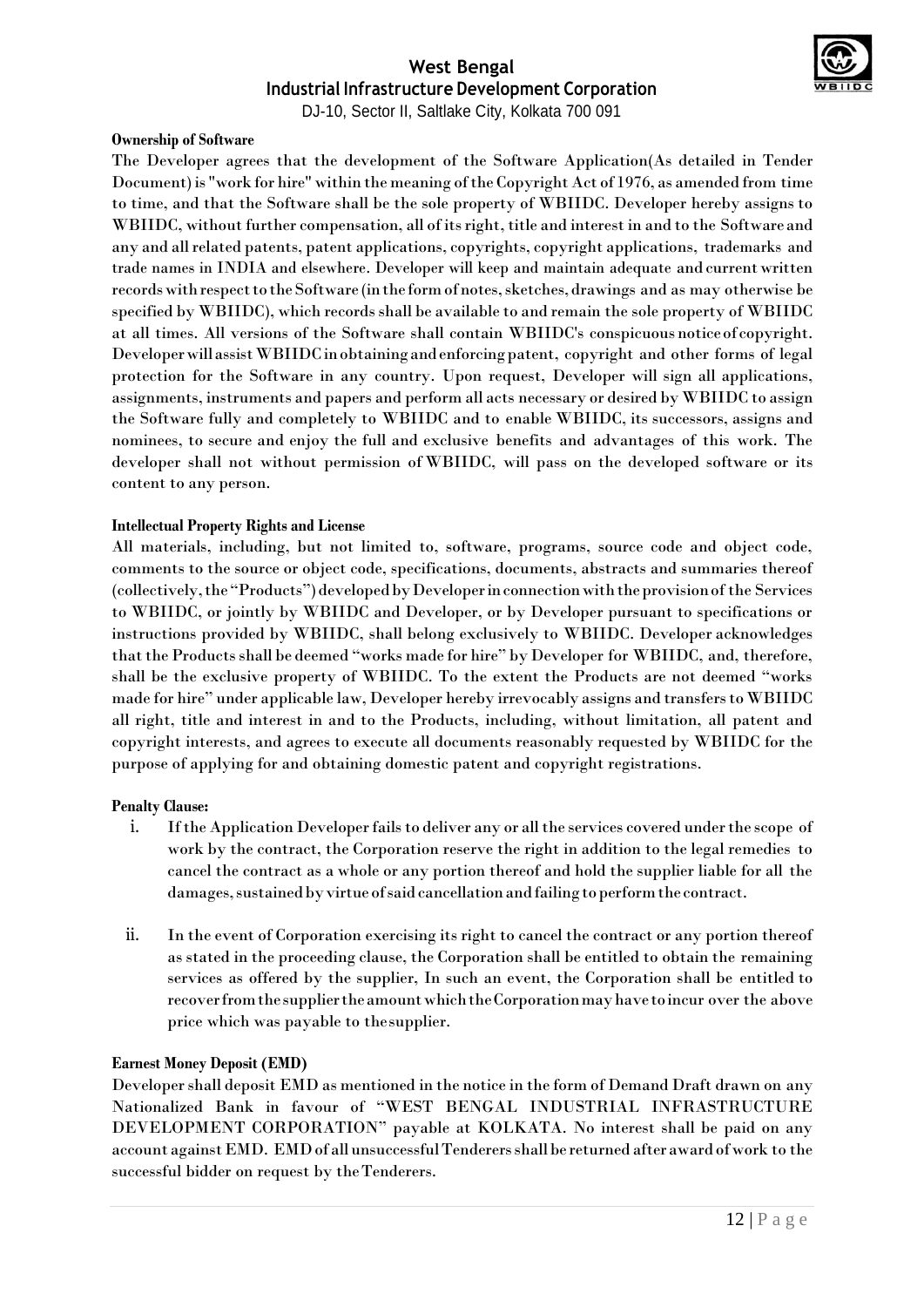**Ownership of Software**

The Developer agrees that the development of the Software Application(As detailed in Tender Document) is "work for hire" within the meaning of the Copyright Act of 1976, as amended from time to time, and that the Software shall be the sole property of WBIIDC. Developer hereby assigns to WBIIDC, without further compensation, all of its right, title and interest in and to the Software and any and all related patents, patent applications, copyrights, copyright applications, trademarks and trade names in INDIA and elsewhere. Developer will keep and maintain adequate and current written records with respect to the Software (in the form of notes, sketches, drawings and as may otherwise be specified by WBIIDC), which records shall be available to and remain the sole property of WBIIDC at all times. All versions of the Software shall contain WBIIDC's conspicuous notice of copyright. Developer will assist WBIIDC in obtaining and enforcing patent, copyright and other forms of legal protection for the Software in any country. Upon request, Developer will sign all applications, assignments, instruments and papers and perform all acts necessary or desired by WBIIDC to assign the Software fully and completely to WBIIDC and to enable WBIIDC, its successors, assigns and nominees, to secure and enjoy the full and exclusive benefits and advantages of this work. The developer shall not without permission of WBIIDC, will pass on the developed software or its content to any person.

**Intellectual Property Rights and License**

All materials, including, but not limited to, software, programs, source code and object code, comments to the source or object code, specifications, documents, abstracts and summaries thereof (collectively, the "Products") developed by Developer in connection with the provision of the Services to WBIIDC, or jointly by WBIIDC and Developer, or by Developer pursuant to specifications or instructions provided by WBIIDC, shall belong exclusively to WBIIDC. Developer acknowledges that the Products shall be deemed "works made for hire" by Developer for WBIIDC, and, therefore, shall be the exclusive property of WBIIDC. To the extent the Products are not deemed "works made for hire" under applicable law, Developer hereby irrevocably assigns and transfers to WBIIDC all right, title and interest in and to the Products, including, without limitation, all patent and copyright interests, and agrees to execute all documents reasonably requested by WBIIDC for the purpose of applying for and obtaining domestic patent and copyright registrations.

**Penalty Clause:**

i. If the Application Developer fails to deliver any or all the services covered under the scope of work by the contract, the Corporation reserve the right in addition to the legal remedies to cancel the contract as a whole or any portion thereof and hold the supplier liable for all the damages, sustained by virtue of said cancellation and failing to perform the contract.

ii. In the event of Corporation exercising its right to cancel the contract or any portion thereof as stated in the proceeding clause, the Corporation shall be entitled to obtain the remaining services as offered by the supplier, In such an event, the Corporation shall be entitled to recover from the supplier the amount which the Corporation may have to incur over the above price which was payable to the supplier.

**Earnest Money Deposit (EMD)**

Developer shall deposit EMD as mentioned in the notice in the form of Demand Draft drawn on any Nationalized Bank in favour of "WEST BENGAL INDUSTRIAL INFRASTRUCTURE DEVELOPMENT CORPORATION" payable at KOLKATA. No interest shall be paid on any account against EMD. EMD of all unsuccessful Tenderers shall be returned after award of work to the successful bidder on request by the Tenderers.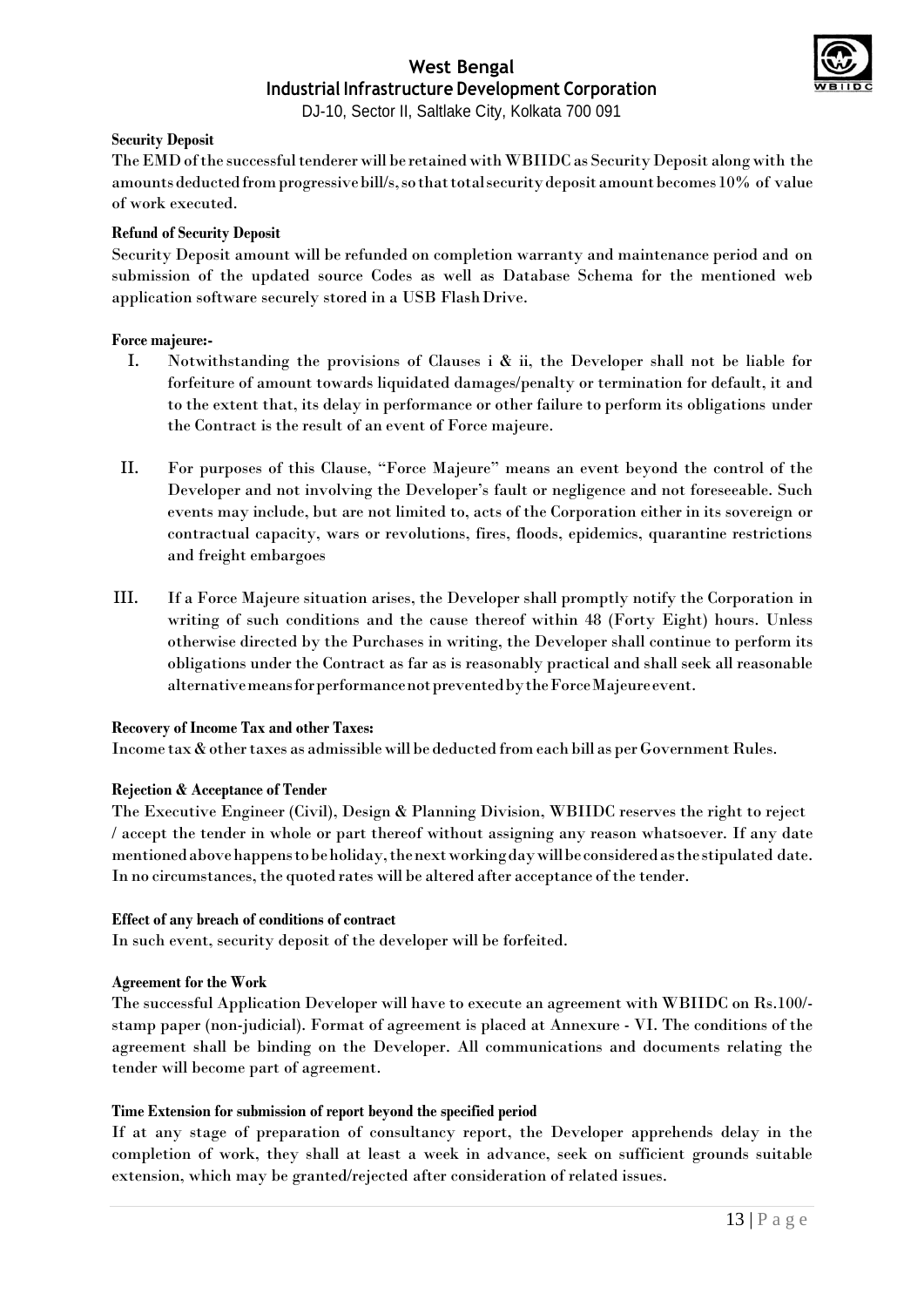**Security Deposit**

The EMD of the successful tenderer will be retained with WBIIDC as Security Deposit along with the amounts deducted from progressive bill/s, so that total security deposit amount becomes 10% of value of work executed.

**Refund of Security Deposit**

Security Deposit amount will be refunded on completion warranty and maintenance period and on submission of the updated source Codes as well as Database Schema for the mentioned web application software securely stored in a USB Flash Drive.

**Force majeure:-**

I. Notwithstanding the provisions of Clauses i & ii, the Developer shall not be liable for forfeiture of amount towards liquidated damages/penalty or termination for default, it and to the extent that, its delay in performance or other failure to perform its obligations under the Contract is the result of an event of Force majeure.

II. For purposes of this Clause, "Force Majeure" means an event beyond the control of the Developer and not involving the Developer's fault or negligence and not foreseeable. Such events may include, but are not limited to, acts of the Corporation either in its sovereign or contractual capacity, wars or revolutions, fires, floods, epidemics, quarantine restrictions and freight embargoes

III. If a Force Majeure situation arises, the Developer shall promptly notify the Corporation in writing of such conditions and the cause thereof within 48 (Forty Eight) hours. Unless otherwise directed by the Purchases in writing, the Developer shall continue to perform its obligations under the Contract as far as is reasonably practical and shall seek all reasonable alternative means for performance not prevented by the Force Majeure event.

**Recovery of Income Tax and other Taxes:**

Income tax & other taxes as admissible will be deducted from each bill as per Government Rules.

**Rejection & Acceptance of Tender**

The Executive Engineer (Civil), Design & Planning Division, WBIIDC reserves the right to reject / accept the tender in whole or part thereof without assigning any reason whatsoever. If any date mentioned above happens to be holiday, the next working day will be considered as the stipulated date. In no circumstances, the quoted rates will be altered after acceptance of the tender.

**Effect of any breach of conditions of contract**

In such event, security deposit of the developer will be forfeited.

**Agreement for the Work**

The successful Application Developer will have to execute an agreement with WBIIDC on Rs.100/- stamp paper (non-judicial). Format of agreement is placed at Annexure - VI. The conditions of the agreement shall be binding on the Developer. All communications and documents relating the tender will become part of agreement.

**Time Extension for submission of report beyond the specified period**

If at any stage of preparation of consultancy report, the Developer apprehends delay in the completion of work, they shall at least a week in advance, seek on sufficient grounds suitable extension, which may be granted/rejected after consideration of related issues.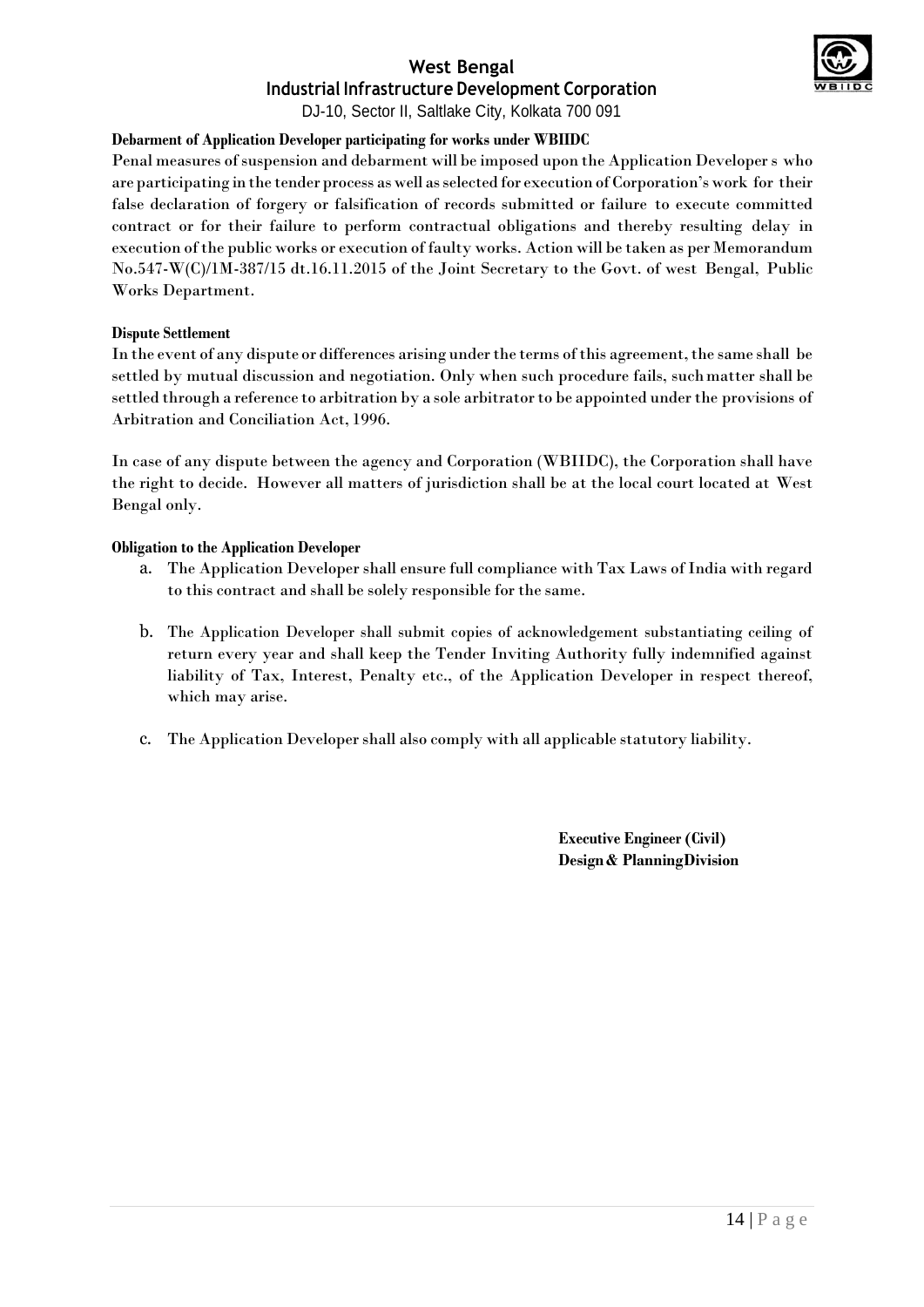**Debarment of Application Developer participating for works under WBIIDC**

Penal measures of suspension and debarment will be imposed upon the Application Developer s who are participating in the tender process as well as selected for execution of Corporation's work for their false declaration of forgery or falsification of records submitted or failure to execute committed contract or for their failure to perform contractual obligations and thereby resulting delay in execution of the public works or execution of faulty works. Action will be taken as per Memorandum No.547-W(C)/1M-387/15 dt.16.11.2015 of the Joint Secretary to the Govt. of west Bengal, Public Works Department.

**Dispute Settlement**

In the event of any dispute or differences arising under the terms of this agreement, the same shall be settled by mutual discussion and negotiation. Only when such procedure fails, such matter shall be settled through a reference to arbitration by a sole arbitrator to be appointed under the provisions of Arbitration and Conciliation Act, 1996.

In case of any dispute between the agency and Corporation (WBIIDC), the Corporation shall have the right to decide. However all matters of jurisdiction shall be at the local court located at West Bengal only.

**Obligation to the Application Developer**

a. The Application Developer shall ensure full compliance with Tax Laws of India with regard to this contract and shall be solely responsible for the same.

b. The Application Developer shall submit copies of acknowledgement substantiating ceiling of return every year and shall keep the Tender Inviting Authority fully indemnified against liability of Tax, Interest, Penalty etc., of the Application Developer in respect thereof, which may arise.

c. The Application Developer shall also comply with all applicable statutory liability.

**Executive Engineer (Civil)**
**Design & Planning Division**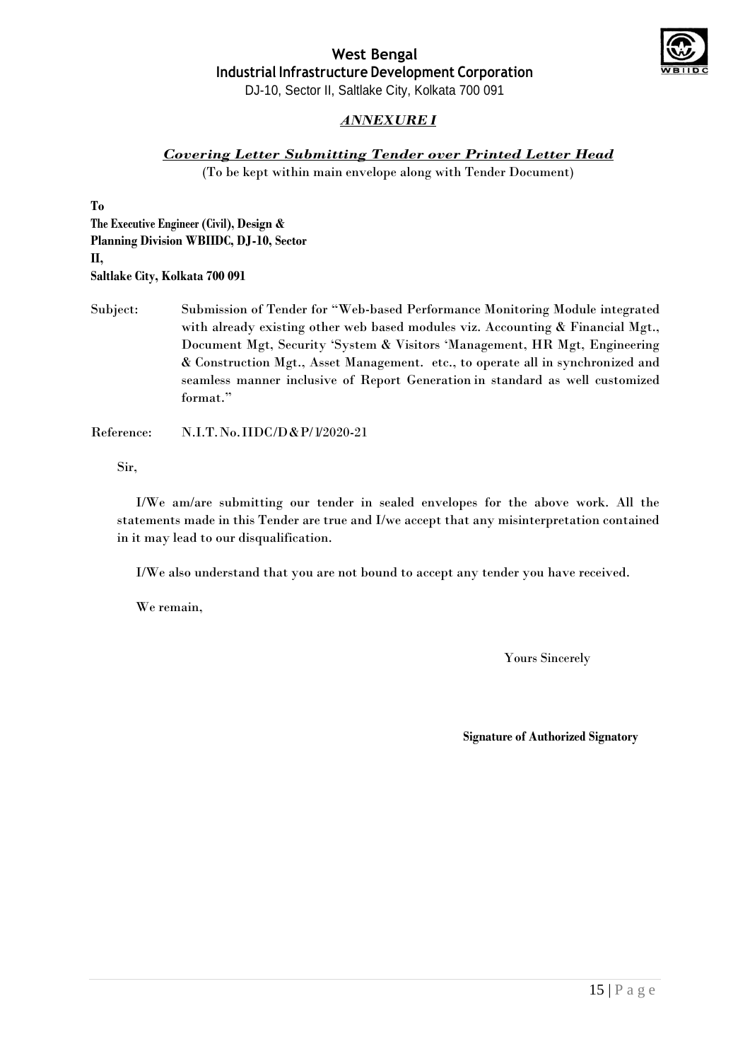**West Bengal**
**Industrial Infrastructure Development Corporation**
DJ-10, Sector II, Saltlake City, Kolkata 700 091

## ***ANNEXURE I***

### ***Covering Letter Submitting Tender over Printed Letter Head***

(To be kept within main envelope along with Tender Document)

**To**
**The Executive Engineer (Civil), Design & Planning Division WBIIDC, DJ-10, Sector II,**
**Saltlake City, Kolkata 700 091**

Subject: Submission of Tender for "Web-based Performance Monitoring Module integrated with already existing other web based modules viz. Accounting & Financial Mgt., Document Mgt, Security 'System & Visitors 'Management, HR Mgt, Engineering & Construction Mgt., Asset Management. etc., to operate all in synchronized and seamless manner inclusive of Report Generation in standard as well customized format."

Reference: N.I.T. No. IIDC/D&P/1/2020-21

Sir,

I/We am/are submitting our tender in sealed envelopes for the above work. All the statements made in this Tender are true and I/we accept that any misinterpretation contained in it may lead to our disqualification.

I/We also understand that you are not bound to accept any tender you have received.

We remain,

Yours Sincerely

**Signature of Authorized Signatory**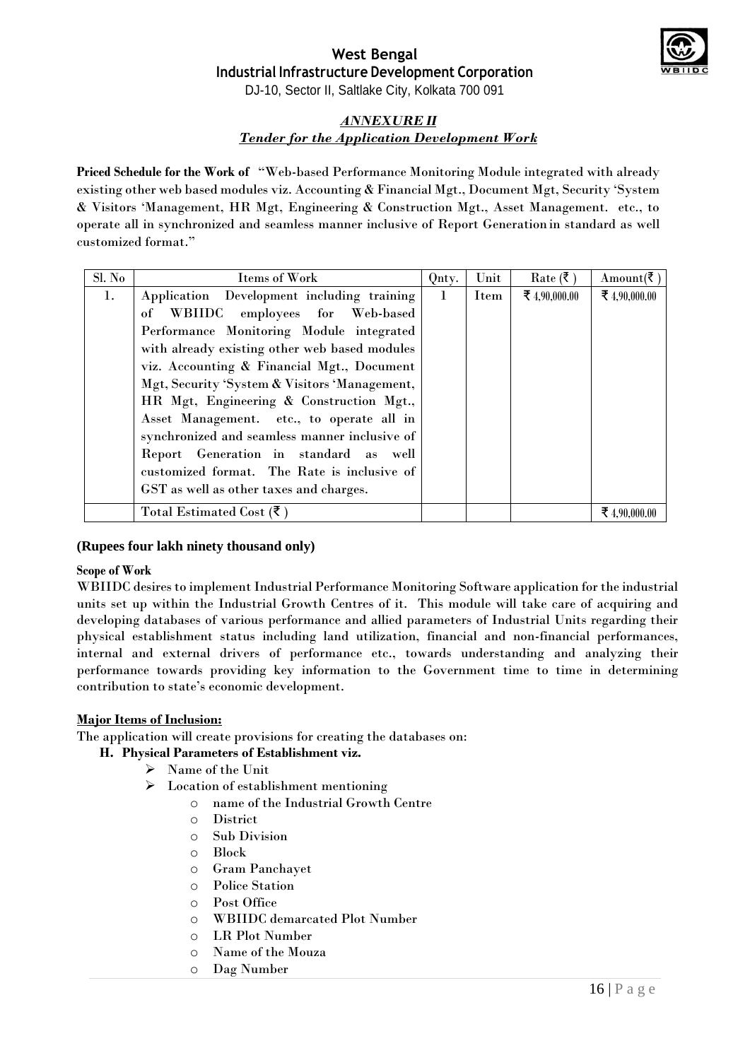West Bengal
Industrial Infrastructure Development Corporation
DJ-10, Sector II, Saltlake City, Kolkata 700 091

***ANNEXURE II***

***Tender for the Application Development Work***

**Priced Schedule for the Work of** "Web-based Performance Monitoring Module integrated with already existing other web based modules viz. Accounting & Financial Mgt., Document Mgt, Security 'System & Visitors 'Management, HR Mgt, Engineering & Construction Mgt., Asset Management. etc., to operate all in synchronized and seamless manner inclusive of Report Generation in standard as well customized format."

| Sl. No | Items of Work | Qnty. | Unit | Rate (₹ ) | Amount(₹ ) |
|---|---|---|---|---|---|
| 1. | Application Development including training of WBIIDC employees for Web-based Performance Monitoring Module integrated with already existing other web based modules viz. Accounting & Financial Mgt., Document Mgt, Security 'System & Visitors 'Management, HR Mgt, Engineering & Construction Mgt., Asset Management. etc., to operate all in synchronized and seamless manner inclusive of Report Generation in standard as well customized format. The Rate is inclusive of GST as well as other taxes and charges. | 1 | Item | ₹ 4,90,000.00 | ₹ 4,90,000.00 |
| | Total Estimated Cost (₹ ) | | | | ₹ 4,90,000.00 |

**(Rupees four lakh ninety thousand only)**

**Scope of Work**

WBIIDC desires to implement Industrial Performance Monitoring Software application for the industrial units set up within the Industrial Growth Centres of it. This module will take care of acquiring and developing databases of various performance and allied parameters of Industrial Units regarding their physical establishment status including land utilization, financial and non-financial performances, internal and external drivers of performance etc., towards understanding and analyzing their performance towards providing key information to the Government time to time in determining contribution to state's economic development.

**Major Items of Inclusion:**

The application will create provisions for creating the databases on:

**H. Physical Parameters of Establishment viz.**

- Name of the Unit
- Location of establishment mentioning
  - name of the Industrial Growth Centre
  - District
  - Sub Division
  - Block
  - Gram Panchayet
  - Police Station
  - Post Office
  - WBIIDC demarcated Plot Number
  - LR Plot Number
  - Name of the Mouza
  - Dag Number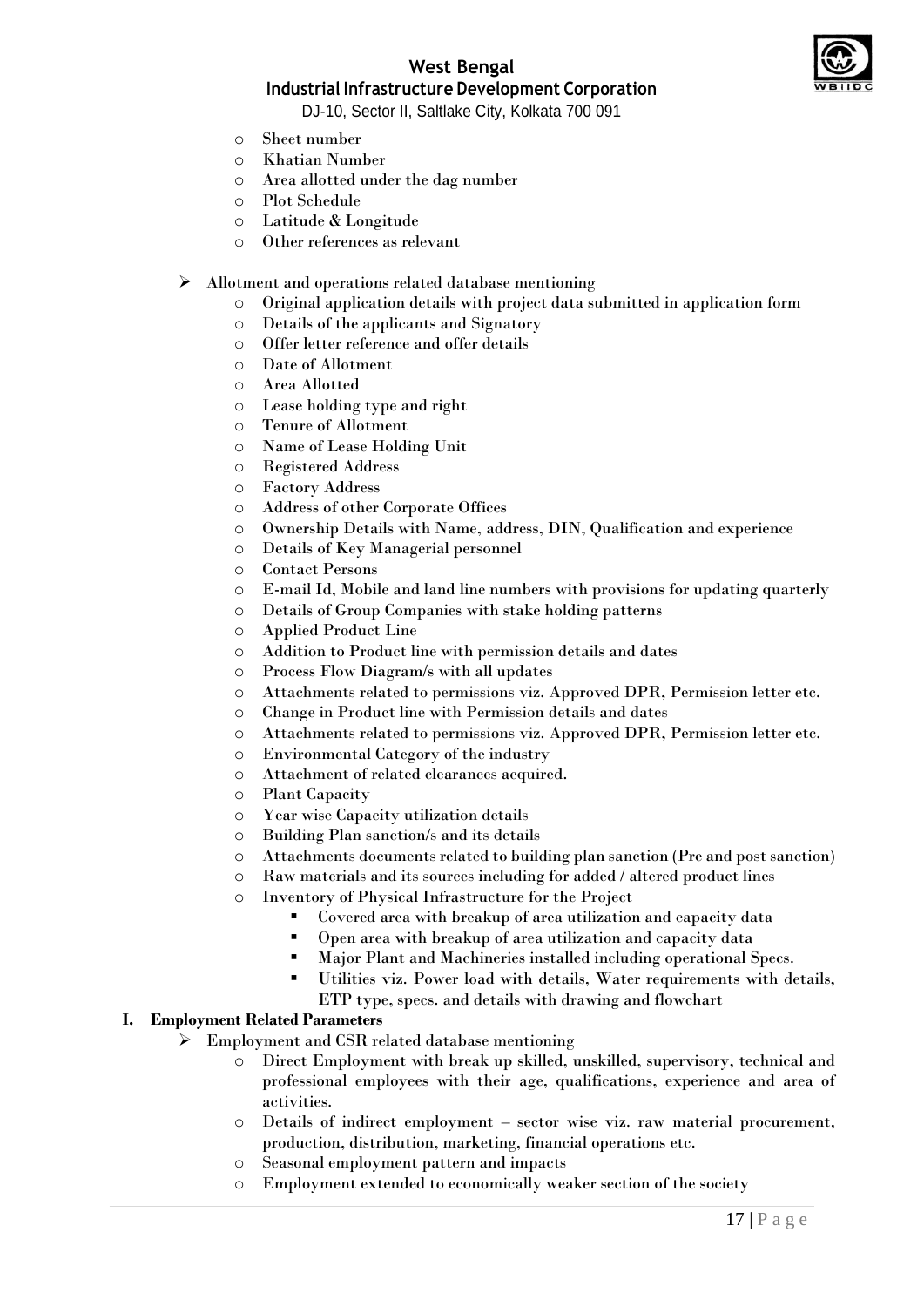- Sheet number
- Khatian Number
- Area allotted under the dag number
- Plot Schedule
- Latitude & Longitude
- Other references as relevant

- Allotment and operations related database mentioning
  - Original application details with project data submitted in application form
  - Details of the applicants and Signatory
  - Offer letter reference and offer details
  - Date of Allotment
  - Area Allotted
  - Lease holding type and right
  - Tenure of Allotment
  - Name of Lease Holding Unit
  - Registered Address
  - Factory Address
  - Address of other Corporate Offices
  - Ownership Details with Name, address, DIN, Qualification and experience
  - Details of Key Managerial personnel
  - Contact Persons
  - E-mail Id, Mobile and land line numbers with provisions for updating quarterly
  - Details of Group Companies with stake holding patterns
  - Applied Product Line
  - Addition to Product line with permission details and dates
  - Process Flow Diagram/s with all updates
  - Attachments related to permissions viz. Approved DPR, Permission letter etc.
  - Change in Product line with Permission details and dates
  - Attachments related to permissions viz. Approved DPR, Permission letter etc.
  - Environmental Category of the industry
  - Attachment of related clearances acquired.
  - Plant Capacity
  - Year wise Capacity utilization details
  - Building Plan sanction/s and its details
  - Attachments documents related to building plan sanction (Pre and post sanction)
  - Raw materials and its sources including for added / altered product lines
  - Inventory of Physical Infrastructure for the Project
    - Covered area with breakup of area utilization and capacity data
    - Open area with breakup of area utilization and capacity data
    - Major Plant and Machineries installed including operational Specs.
    - Utilities viz. Power load with details, Water requirements with details, ETP type, specs. and details with drawing and flowchart

**I. Employment Related Parameters**

- Employment and CSR related database mentioning
  - Direct Employment with break up skilled, unskilled, supervisory, technical and professional employees with their age, qualifications, experience and area of activities.
  - Details of indirect employment – sector wise viz. raw material procurement, production, distribution, marketing, financial operations etc.
  - Seasonal employment pattern and impacts
  - Employment extended to economically weaker section of the society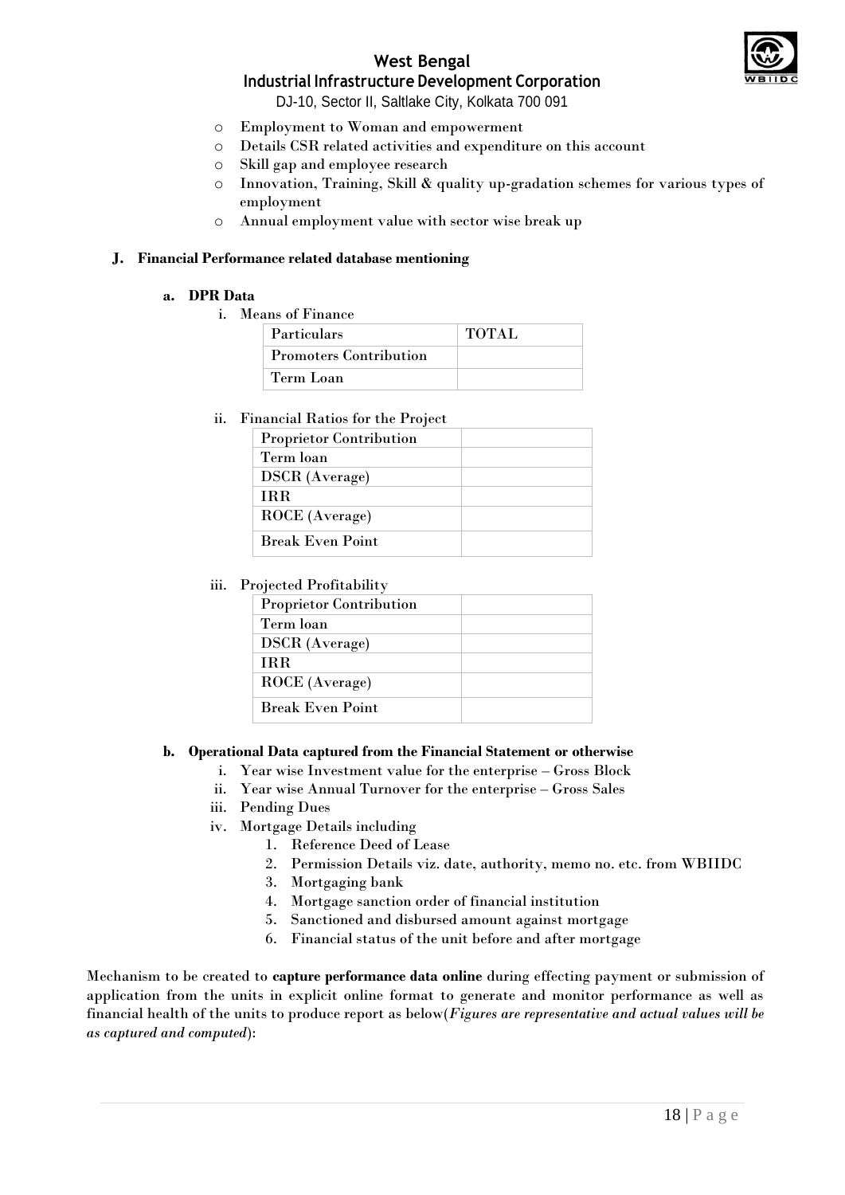- Employment to Woman and empowerment
- Details CSR related activities and expenditure on this account
- Skill gap and employee research
- Innovation, Training, Skill & quality up-gradation schemes for various types of employment
- Annual employment value with sector wise break up

**J. Financial Performance related database mentioning**

**a. DPR Data**

i. Means of Finance

| Particulars | TOTAL |
|---|---|
| Promoters Contribution | |
| Term Loan | |

ii. Financial Ratios for the Project

| | |
|---|---|
| Proprietor Contribution | |
| Term loan | |
| DSCR (Average) | |
| IRR | |
| ROCE (Average) | |
| Break Even Point | |

iii. Projected Profitability

| | |
|---|---|
| Proprietor Contribution | |
| Term loan | |
| DSCR (Average) | |
| IRR | |
| ROCE (Average) | |
| Break Even Point | |

**b. Operational Data captured from the Financial Statement or otherwise**

i. Year wise Investment value for the enterprise – Gross Block
ii. Year wise Annual Turnover for the enterprise – Gross Sales
iii. Pending Dues
iv. Mortgage Details including
   1. Reference Deed of Lease
   2. Permission Details viz. date, authority, memo no. etc. from WBIIDC
   3. Mortgaging bank
   4. Mortgage sanction order of financial institution
   5. Sanctioned and disbursed amount against mortgage
   6. Financial status of the unit before and after mortgage

Mechanism to be created to **capture performance data online** during effecting payment or submission of application from the units in explicit online format to generate and monitor performance as well as financial health of the units to produce report as below(*Figures are representative and actual values will be as captured and computed*):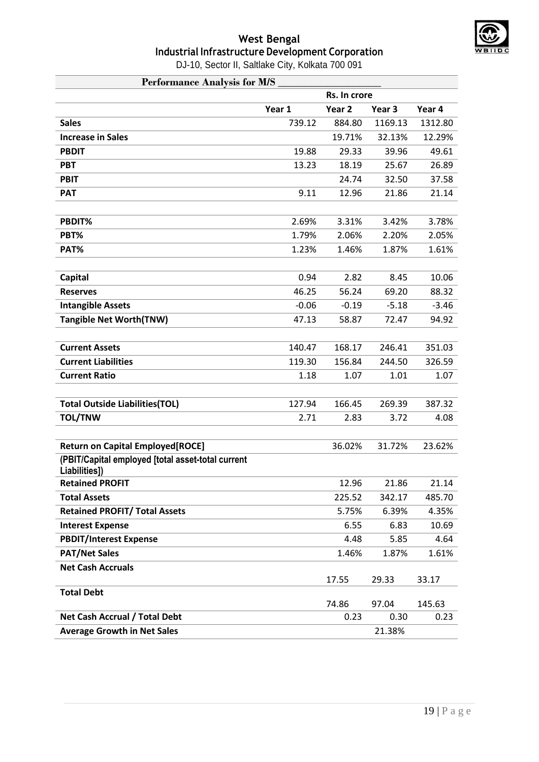# West Bengal
## Industrial Infrastructure Development Corporation

DJ-10, Sector II, Saltlake City, Kolkata 700 091

| Performance Analysis for M/S ___________________ | | | | |
|---|---|---|---|---|
| | Rs. In crore | | | |
| | Year 1 | Year 2 | Year 3 | Year 4 |
| **Sales** | 739.12 | 884.80 | 1169.13 | 1312.80 |
| **Increase in Sales** | | 19.71% | 32.13% | 12.29% |
| **PBDIT** | 19.88 | 29.33 | 39.96 | 49.61 |
| **PBT** | 13.23 | 18.19 | 25.67 | 26.89 |
| **PBIT** | | 24.74 | 32.50 | 37.58 |
| **PAT** | 9.11 | 12.96 | 21.86 | 21.14 |
| | | | | |
| **PBDIT%** | 2.69% | 3.31% | 3.42% | 3.78% |
| **PBT%** | 1.79% | 2.06% | 2.20% | 2.05% |
| **PAT%** | 1.23% | 1.46% | 1.87% | 1.61% |
| | | | | |
| **Capital** | 0.94 | 2.82 | 8.45 | 10.06 |
| **Reserves** | 46.25 | 56.24 | 69.20 | 88.32 |
| **Intangible Assets** | -0.06 | -0.19 | -5.18 | -3.46 |
| **Tangible Net Worth(TNW)** | 47.13 | 58.87 | 72.47 | 94.92 |
| | | | | |
| **Current Assets** | 140.47 | 168.17 | 246.41 | 351.03 |
| **Current Liabilities** | 119.30 | 156.84 | 244.50 | 326.59 |
| **Current Ratio** | 1.18 | 1.07 | 1.01 | 1.07 |
| | | | | |
| **Total Outside Liabilities(TOL)** | 127.94 | 166.45 | 269.39 | 387.32 |
| **TOL/TNW** | 2.71 | 2.83 | 3.72 | 4.08 |
| | | | | |
| **Return on Capital Employed[ROCE]** | | 36.02% | 31.72% | 23.62% |
| **(PBIT/Capital employed [total asset-total current Liabilities])** | | | | |
| **Retained PROFIT** | | 12.96 | 21.86 | 21.14 |
| **Total Assets** | | 225.52 | 342.17 | 485.70 |
| **Retained PROFIT/ Total Assets** | | 5.75% | 6.39% | 4.35% |
| **Interest Expense** | | 6.55 | 6.83 | 10.69 |
| **PBDIT/Interest Expense** | | 4.48 | 5.85 | 4.64 |
| **PAT/Net Sales** | | 1.46% | 1.87% | 1.61% |
| **Net Cash Accruals** | | 17.55 | 29.33 | 33.17 |
| **Total Debt** | | 74.86 | 97.04 | 145.63 |
| **Net Cash Accrual / Total Debt** | | 0.23 | 0.30 | 0.23 |
| **Average Growth in Net Sales** | | | 21.38% | |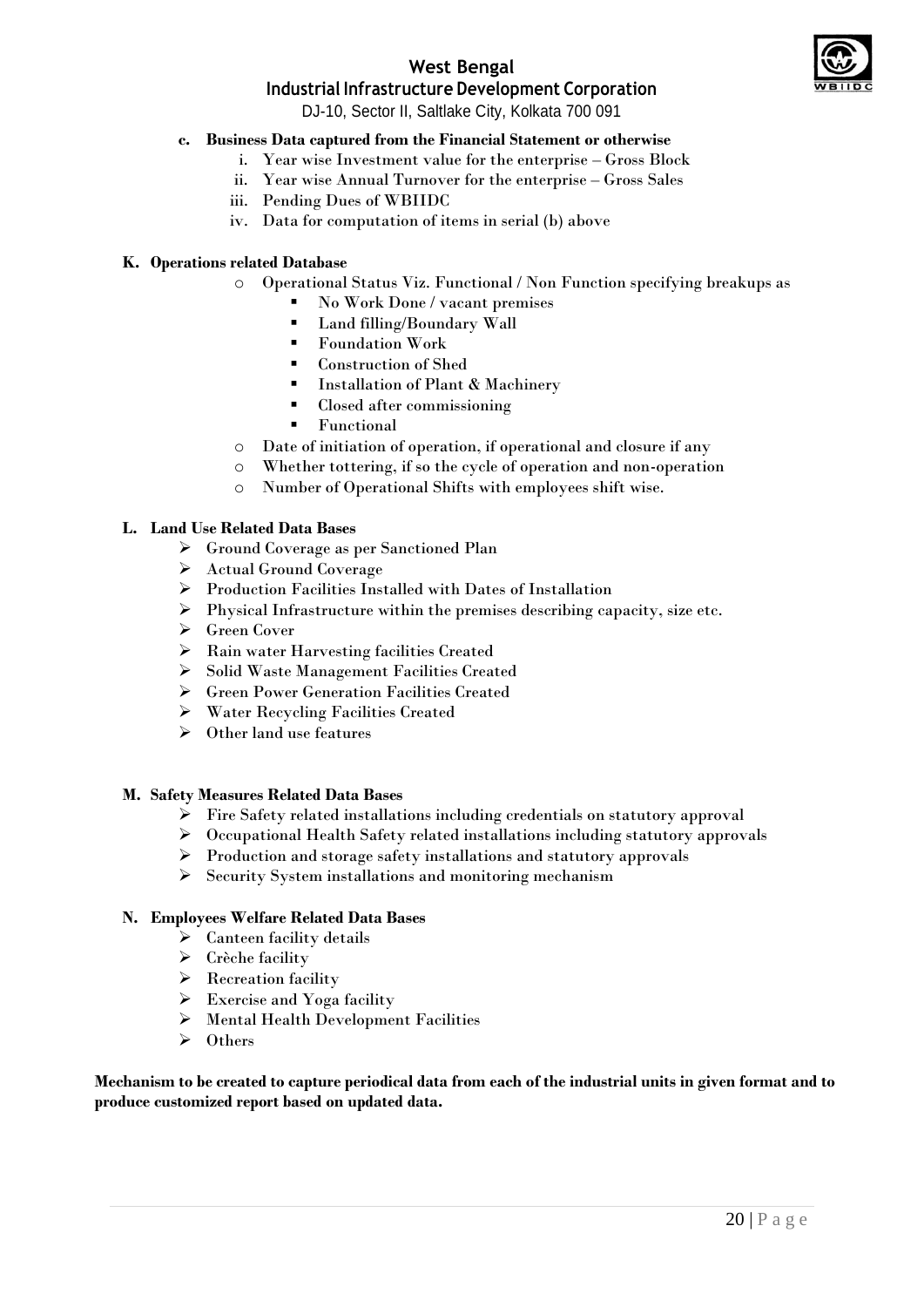c. **Business Data captured from the Financial Statement or otherwise**
   i. Year wise Investment value for the enterprise – Gross Block
   ii. Year wise Annual Turnover for the enterprise – Gross Sales
   iii. Pending Dues of WBIIDC
   iv. Data for computation of items in serial (b) above

**K. Operations related Database**

- Operational Status Viz. Functional / Non Function specifying breakups as
  - No Work Done / vacant premises
  - Land filling/Boundary Wall
  - Foundation Work
  - Construction of Shed
  - Installation of Plant & Machinery
  - Closed after commissioning
  - Functional
- Date of initiation of operation, if operational and closure if any
- Whether tottering, if so the cycle of operation and non-operation
- Number of Operational Shifts with employees shift wise.

**L. Land Use Related Data Bases**

- Ground Coverage as per Sanctioned Plan
- Actual Ground Coverage
- Production Facilities Installed with Dates of Installation
- Physical Infrastructure within the premises describing capacity, size etc.
- Green Cover
- Rain water Harvesting facilities Created
- Solid Waste Management Facilities Created
- Green Power Generation Facilities Created
- Water Recycling Facilities Created
- Other land use features

**M. Safety Measures Related Data Bases**

- Fire Safety related installations including credentials on statutory approval
- Occupational Health Safety related installations including statutory approvals
- Production and storage safety installations and statutory approvals
- Security System installations and monitoring mechanism

**N. Employees Welfare Related Data Bases**

- Canteen facility details
- Crèche facility
- Recreation facility
- Exercise and Yoga facility
- Mental Health Development Facilities
- Others

**Mechanism to be created to capture periodical data from each of the industrial units in given format and to produce customized report based on updated data.**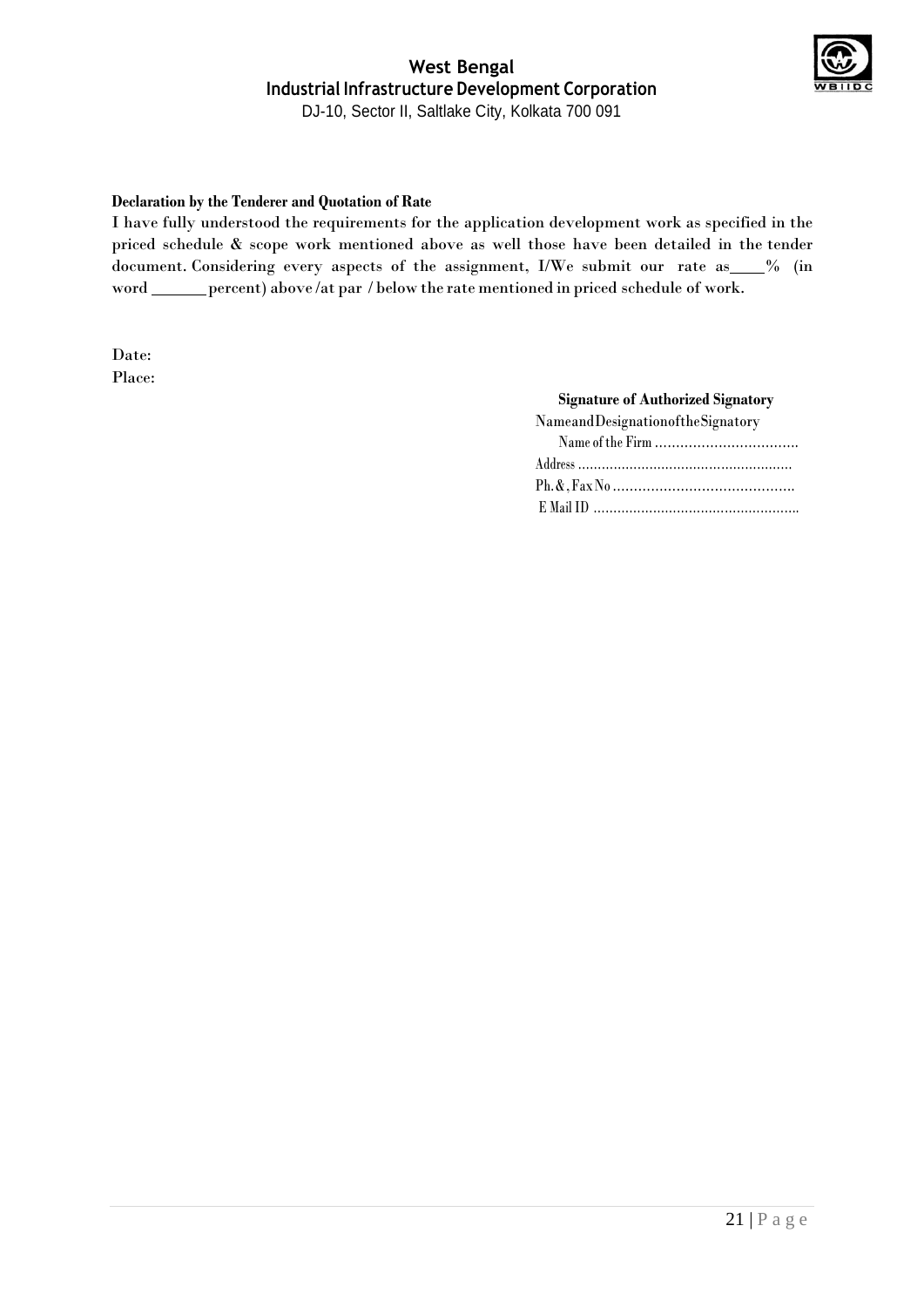**Declaration by the Tenderer and Quotation of Rate**

I have fully understood the requirements for the application development work as specified in the priced schedule & scope work mentioned above as well those have been detailed in the tender document. Considering every aspects of the assignment, I/We submit our rate as\_\_\_\_% (in word \_\_\_\_\_\_ percent) above /at par / below the rate mentioned in priced schedule of work.

Date:

Place:

**Signature of Authorized Signatory**

Name and Designation of the Signatory

Name of the Firm ……………………………

Address ………………………………………………

Ph. &, Fax No ……………………………………

E Mail ID ……………………………………………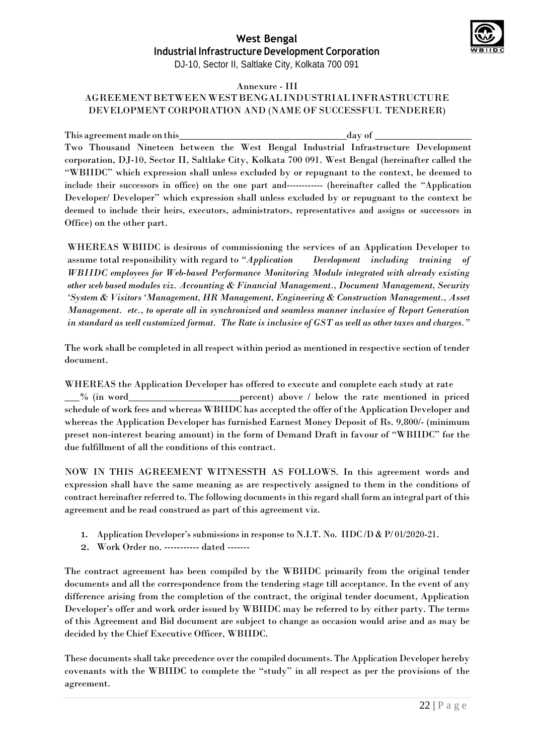Annexure - III

## AGREEMENT BETWEEN WEST BENGAL INDUSTRIAL INFRASTRUCTURE DEVELOPMENT CORPORATION AND (NAME OF SUCCESSFUL TENDERER)

This agreement made on this ________________________________ day of ____________________ Two Thousand Nineteen between the West Bengal Industrial Infrastructure Development corporation, DJ-10, Sector II, Saltlake City, Kolkata 700 091. West Bengal (hereinafter called the "WBIIDC" which expression shall unless excluded by or repugnant to the context, be deemed to include their successors in office) on the one part and------------ (hereinafter called the "Application Developer/ Developer" which expression shall unless excluded by or repugnant to the context be deemed to include their heirs, executors, administrators, representatives and assigns or successors in Office) on the other part.

WHEREAS WBIIDC is desirous of commissioning the services of an Application Developer to assume total responsibility with regard to "*Application Development including training of WBIIDC employees for Web-based Performance Monitoring Module integrated with already existing other web based modules viz. Accounting & Financial Management., Document Management, Security 'System & Visitors 'Management, HR Management, Engineering & Construction Management., Asset Management. etc., to operate all in synchronized and seamless manner inclusive of Report Generation in standard as well customized format. The Rate is inclusive of GST as well as other taxes and charges.*"

The work shall be completed in all respect within period as mentioned in respective section of tender document.

WHEREAS the Application Developer has offered to execute and complete each study at rate ___% (in word_______________________percent) above / below the rate mentioned in priced schedule of work fees and whereas WBIIDC has accepted the offer of the Application Developer and whereas the Application Developer has furnished Earnest Money Deposit of Rs. 9,800/- (minimum preset non-interest bearing amount) in the form of Demand Draft in favour of "WBIIDC" for the due fulfillment of all the conditions of this contract.

NOW IN THIS AGREEMENT WITNESSTH AS FOLLOWS. In this agreement words and expression shall have the same meaning as are respectively assigned to them in the conditions of contract hereinafter referred to. The following documents in this regard shall form an integral part of this agreement and be read construed as part of this agreement viz.

1. Application Developer's submissions in response to N.I.T. No. IIDC /D & P/ 01/2020-21.
2. Work Order no. ----------- dated -------

The contract agreement has been compiled by the WBIIDC primarily from the original tender documents and all the correspondence from the tendering stage till acceptance. In the event of any difference arising from the completion of the contract, the original tender document, Application Developer's offer and work order issued by WBIIDC may be referred to by either party. The terms of this Agreement and Bid document are subject to change as occasion would arise and as may be decided by the Chief Executive Officer, WBIIDC.

These documents shall take precedence over the compiled documents. The Application Developer hereby covenants with the WBIIDC to complete the "study" in all respect as per the provisions of the agreement.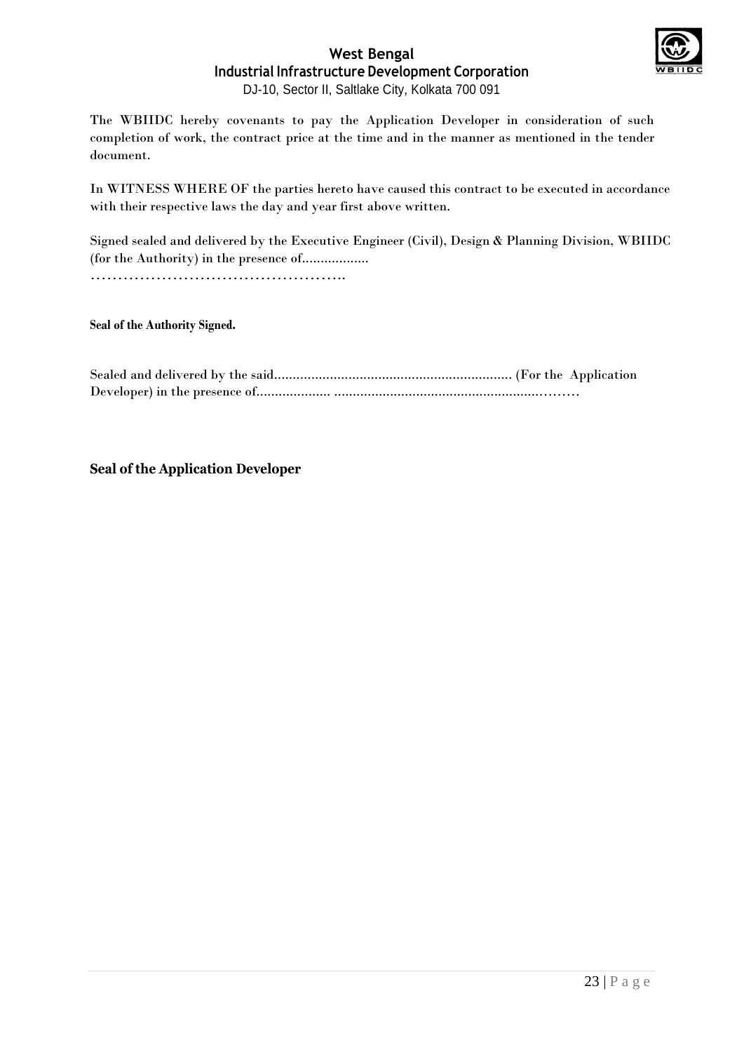The WBIIDC hereby covenants to pay the Application Developer in consideration of such completion of work, the contract price at the time and in the manner as mentioned in the tender document.

In WITNESS WHERE OF the parties hereto have caused this contract to be executed in accordance with their respective laws the day and year first above written.

Signed sealed and delivered by the Executive Engineer (Civil), Design & Planning Division, WBIIDC (for the Authority) in the presence of..................
…………………………………………..

**Seal of the Authority Signed.**

Sealed and delivered by the said................................................................ (For the Application Developer) in the presence of.................... ................................................................………

**Seal of the Application Developer**